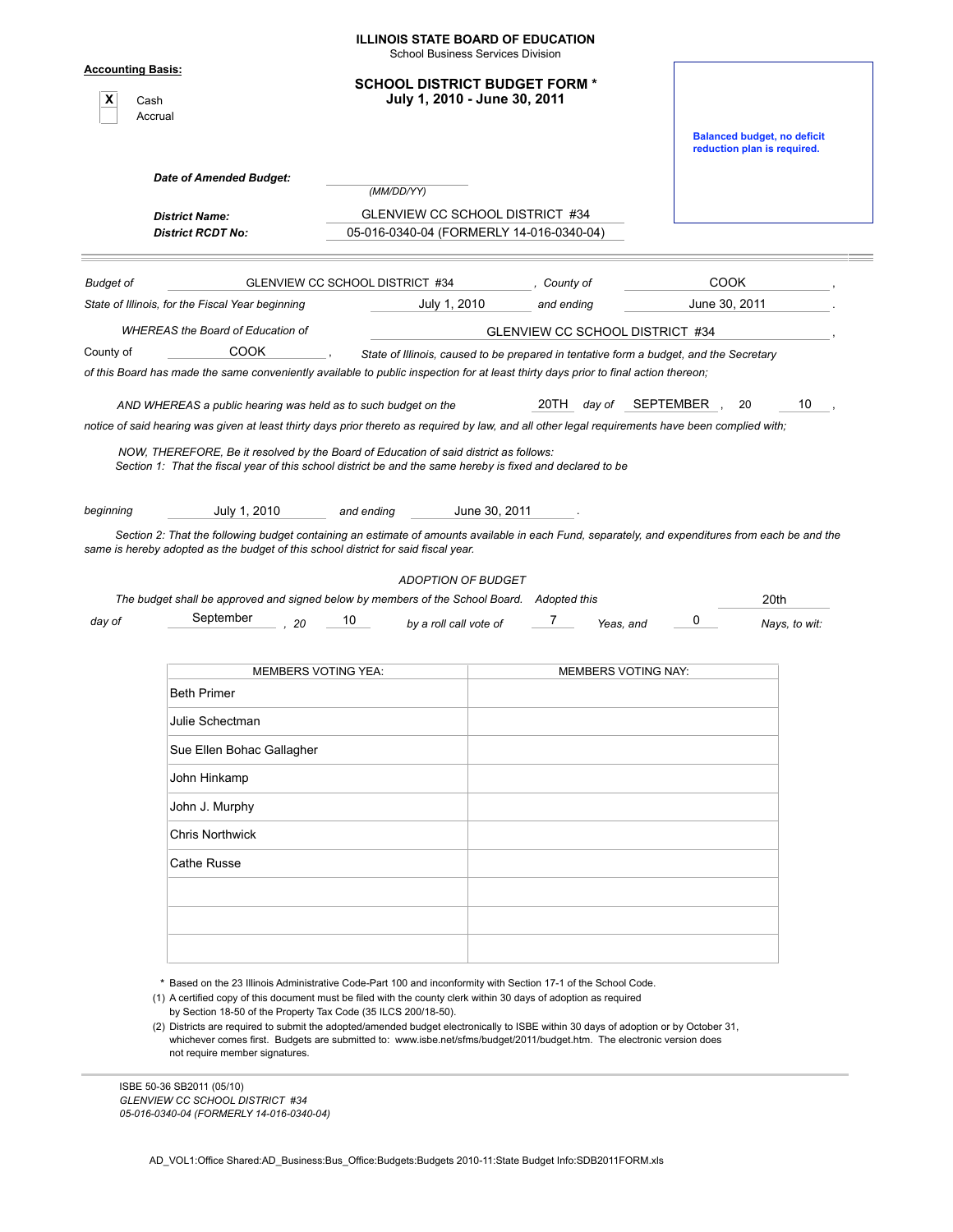**ILLINOIS STATE BOARD OF EDUCATION**
School Business Services Division

**Accounting Basis:**

- [X] Cash
- [ ] Accrual

## SCHOOL DISTRICT BUDGET FORM *
## July 1, 2010 - June 30, 2011

**Balanced budget, no deficit reduction plan is required.**

***Date of Amended Budget:*** ____________ *(MM/DD/YY)*

***District Name:*** GLENVIEW CC SCHOOL DISTRICT #34
***District RCDT No:*** 05-016-0340-04 (FORMERLY 14-016-0340-04)

---

*Budget of* GLENVIEW CC SCHOOL DISTRICT #34 *, County of* COOK ,
*State of Illinois, for the Fiscal Year beginning* July 1, 2010 *and ending* June 30, 2011 .

*WHEREAS the Board of Education of* GLENVIEW CC SCHOOL DISTRICT #34 ,
County of COOK , *State of Illinois, caused to be prepared in tentative form a budget, and the Secretary of this Board has made the same conveniently available to public inspection for at least thirty days prior to final action thereon;*

*AND WHEREAS a public hearing was held as to such budget on the* 20TH *day of* SEPTEMBER , 20 10 ,
*notice of said hearing was given at least thirty days prior thereto as required by law, and all other legal requirements have been complied with;*

*NOW, THEREFORE, Be it resolved by the Board of Education of said district as follows:*
*Section 1: That the fiscal year of this school district be and the same hereby is fixed and declared to be*

*beginning* July 1, 2010 *and ending* June 30, 2011 .

*Section 2: That the following budget containing an estimate of amounts available in each Fund, separately, and expenditures from each be and the same is hereby adopted as the budget of this school district for said fiscal year.*

*ADOPTION OF BUDGET*

*The budget shall be approved and signed below by members of the School Board. Adopted this* 20th
*day of* September *, 20* 10 *by a roll call vote of* 7 *Yeas, and* 0 *Nays, to wit:*

| MEMBERS VOTING YEA: | MEMBERS VOTING NAY: |
|---|---|
| Beth Primer | |
| Julie Schectman | |
| Sue Ellen Bohac Gallagher | |
| John Hinkamp | |
| John J. Murphy | |
| Chris Northwick | |
| Cathe Russe | |
| | |
| | |
| | |

\* Based on the 23 Illinois Administrative Code-Part 100 and inconformity with Section 17-1 of the School Code.

(1) A certified copy of this document must be filed with the county clerk within 30 days of adoption as required by Section 18-50 of the Property Tax Code (35 ILCS 200/18-50).

(2) Districts are required to submit the adopted/amended budget electronically to ISBE within 30 days of adoption or by October 31, whichever comes first. Budgets are submitted to: www.isbe.net/sfms/budget/2011/budget.htm. The electronic version does not require member signatures.

ISBE 50-36 SB2011 (05/10)
*GLENVIEW CC SCHOOL DISTRICT #34*
*05-016-0340-04 (FORMERLY 14-016-0340-04)*

AD_VOL1:Office Shared:AD_Business:Bus_Office:Budgets:Budgets 2010-11:State Budget Info:SDB2011FORM.xls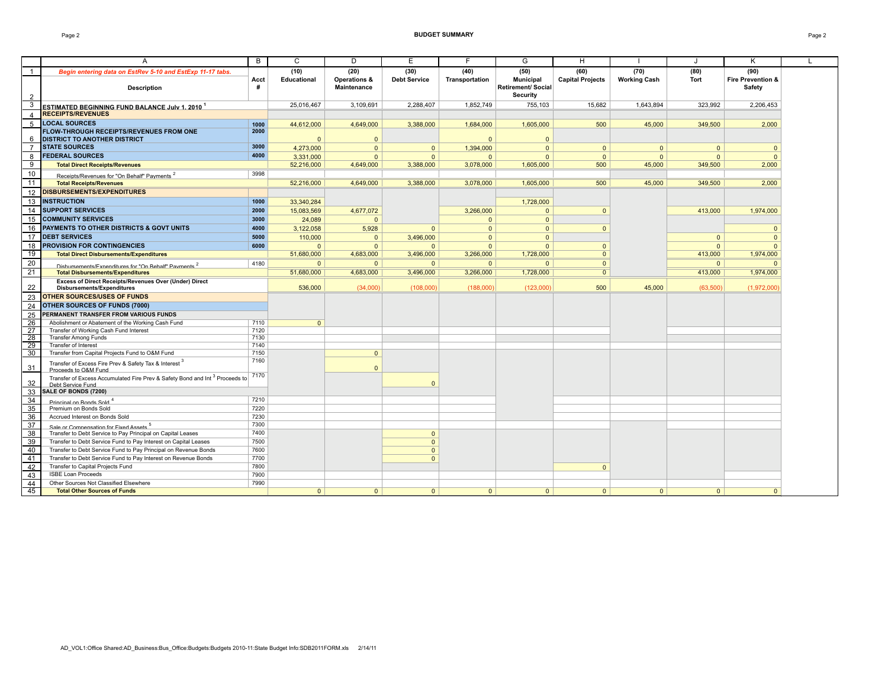## BUDGET SUMMARY

| | A | B | C | D | E | F | G | H | I | J | K | L |
|---|---|---|---|---|---|---|---|---|---|---|---|---|
| 1 | *Begin entering data on EstRev 5-10 and EstExp 11-17 tabs.* | Acct # | (10) Educational | (20) Operations & Maintenance | (30) Debt Service | (40) Transportation | (50) Municipal Retirement/ Social Security | (60) Capital Projects | (70) Working Cash | (80) Tort | (90) Fire Prevention & Safety | |
| 2 | **Description** | | | | | | | | | | | |
| 3 | **ESTIMATED BEGINNING FUND BALANCE July 1, 2010** [1] | | 25,016,467 | 3,109,691 | 2,288,407 | 1,852,749 | 755,103 | 15,682 | 1,643,894 | 323,992 | 2,206,453 | |
| 4 | **RECEIPTS/REVENUES** | | | | | | | | | | | |
| 5 | **LOCAL SOURCES** | 1000 | 44,612,000 | 4,649,000 | 3,388,000 | 1,684,000 | 1,605,000 | 500 | 45,000 | 349,500 | 2,000 | |
| 6 | **FLOW-THROUGH RECEIPTS/REVENUES FROM ONE DISTRICT TO ANOTHER DISTRICT** | 2000 | 0 | 0 | | 0 | 0 | | | | | |
| 7 | **STATE SOURCES** | 3000 | 4,273,000 | 0 | 0 | 1,394,000 | 0 | 0 | 0 | 0 | 0 | |
| 8 | **FEDERAL SOURCES** | 4000 | 3,331,000 | 0 | 0 | 0 | 0 | 0 | 0 | 0 | 0 | |
| 9 | **Total Direct Receipts/Revenues** | | 52,216,000 | 4,649,000 | 3,388,000 | 3,078,000 | 1,605,000 | 500 | 45,000 | 349,500 | 2,000 | |
| 10 | Receipts/Revenues for "On Behalf" Payments [2] | 3998 | | | | | | | | | | |
| 11 | **Total Receipts/Revenues** | | 52,216,000 | 4,649,000 | 3,388,000 | 3,078,000 | 1,605,000 | 500 | 45,000 | 349,500 | 2,000 | |
| 12 | **DISBURSEMENTS/EXPENDITURES** | | | | | | | | | | | |
| 13 | **INSTRUCTION** | 1000 | 33,340,284 | | | | 1,728,000 | | | | | |
| 14 | **SUPPORT SERVICES** | 2000 | 15,083,569 | 4,677,072 | | 3,266,000 | 0 | 0 | | 413,000 | 1,974,000 | |
| 15 | **COMMUNITY SERVICES** | 3000 | 24,089 | 0 | | 0 | 0 | | | | | |
| 16 | **PAYMENTS TO OTHER DISTRICTS & GOVT UNITS** | 4000 | 3,122,058 | 5,928 | 0 | 0 | 0 | 0 | | | 0 | |
| 17 | **DEBT SERVICES** | 5000 | 110,000 | 0 | 3,496,000 | 0 | 0 | | | 0 | 0 | |
| 18 | **PROVISION FOR CONTINGENCIES** | 6000 | 0 | 0 | 0 | 0 | 0 | 0 | | 0 | 0 | |
| 19 | **Total Direct Disbursements/Expenditures** | | 51,680,000 | 4,683,000 | 3,496,000 | 3,266,000 | 1,728,000 | 0 | | 413,000 | 1,974,000 | |
| 20 | Disbursements/Expenditures for "On Behalf" Payments [2] | 4180 | 0 | 0 | 0 | 0 | 0 | 0 | | 0 | 0 | |
| 21 | **Total Disbursements/Expenditures** | | 51,680,000 | 4,683,000 | 3,496,000 | 3,266,000 | 1,728,000 | 0 | | 413,000 | 1,974,000 | |
| 22 | **Excess of Direct Receipts/Revenues Over (Under) Direct Disbursements/Expenditures** | | 536,000 | (34,000) | (108,000) | (188,000) | (123,000) | 500 | 45,000 | (63,500) | (1,972,000) | |
| 23 | **OTHER SOURCES/USES OF FUNDS** | | | | | | | | | | | |
| 24 | **OTHER SOURCES OF FUNDS (7000)** | | | | | | | | | | | |
| 25 | **PERMANENT TRANSFER FROM VARIOUS FUNDS** | | | | | | | | | | | |
| 26 | Abolishment or Abatement of the Working Cash Fund | 7110 | 0 | | | | | | | | | |
| 27 | Transfer of Working Cash Fund Interest | 7120 | | | | | | | | | | |
| 28 | Transfer Among Funds | 7130 | | | | | | | | | | |
| 29 | Transfer of Interest | 7140 | | | | | | | | | | |
| 30 | Transfer from Capital Projects Fund to O&M Fund | 7150 | | 0 | | | | | | | | |
| 31 | Transfer of Excess Fire Prev & Safety Tax & Interest [3] Proceeds to O&M Fund | 7160 | | 0 | | | | | | | | |
| 32 | Transfer of Excess Accumulated Fire Prev & Safety Bond and Int [3] Proceeds to Debt Service Fund | 7170 | | | 0 | | | | | | | |
| 33 | **SALE OF BONDS (7200)** | | | | | | | | | | | |
| 34 | Principal on Bonds Sold [4] | 7210 | | | | | | | | | | |
| 35 | Premium on Bonds Sold | 7220 | | | | | | | | | | |
| 36 | Accrued Interest on Bonds Sold | 7230 | | | | | | | | | | |
| 37 | Sale or Compensation for Fixed Assets [5] | 7300 | | | | | | | | | | |
| 38 | Transfer to Debt Service to Pay Principal on Capital Leases | 7400 | | | 0 | | | | | | | |
| 39 | Transfer to Debt Service Fund to Pay Interest on Capital Leases | 7500 | | | 0 | | | | | | | |
| 40 | Transfer to Debt Service Fund to Pay Principal on Revenue Bonds | 7600 | | | 0 | | | | | | | |
| 41 | Transfer to Debt Service Fund to Pay Interest on Revenue Bonds | 7700 | | | 0 | | | | | | | |
| 42 | Transfer to Capital Projects Fund | 7800 | | | | | | 0 | | | | |
| 43 | ISBE Loan Proceeds | 7900 | | | | | | | | | | |
| 44 | Other Sources Not Classified Elsewhere | 7990 | | | | | | | | | | |
| 45 | **Total Other Sources of Funds** | | 0 | 0 | 0 | 0 | 0 | 0 | 0 | 0 | 0 | |

AD_VOL1:Office Shared:AD_Business:Bus_Office:Budgets:Budgets 2010-11:State Budget Info:SDB2011FORM.xls 2/14/11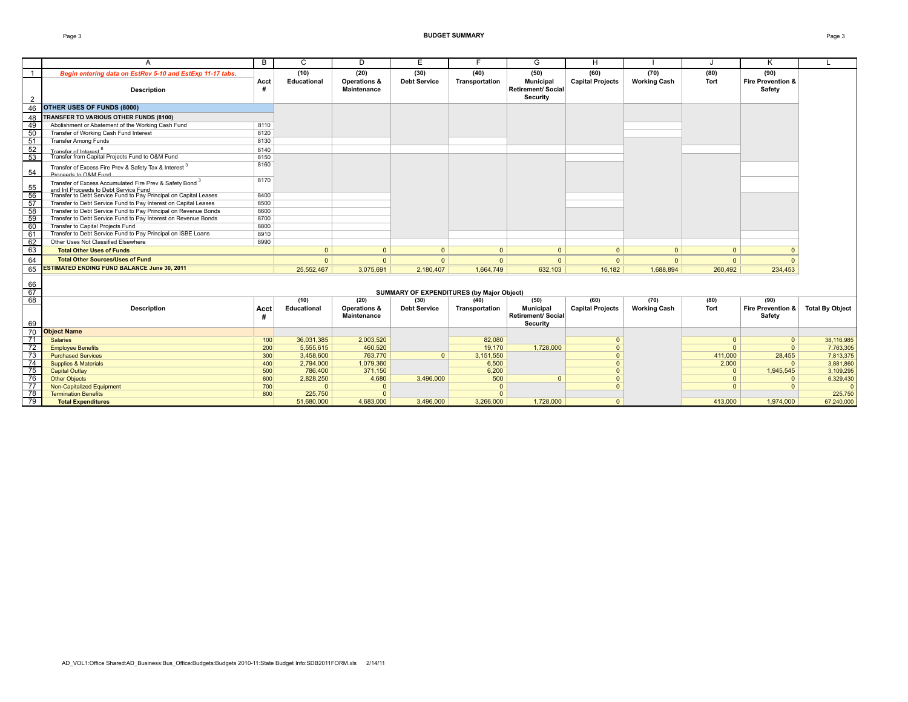## BUDGET SUMMARY

| | A | B | C | D | E | F | G | H | I | J | K | L |
|---|---|---|---|---|---|---|---|---|---|---|---|---|
| 1 | *Begin entering data on EstRev 5-10 and EstExp 11-17 tabs.* | | (10) | (20) | (30) | (40) | (50) | (60) | (70) | (80) | (90) | |
| 2 | **Description** | **Acct #** | **Educational** | **Operations & Maintenance** | **Debt Service** | **Transportation** | **Municipal Retirement/ Social Security** | **Capital Projects** | **Working Cash** | **Tort** | **Fire Prevention & Safety** | |
| 46 | **OTHER USES OF FUNDS (8000)** | | | | | | | | | | | |
| 48 | **TRANSFER TO VARIOUS OTHER FUNDS (8100)** | | | | | | | | | | | |
| 49 | Abolishment or Abatement of the Working Cash Fund | 8110 | | | | | | | | | | |
| 50 | Transfer of Working Cash Fund Interest | 8120 | | | | | | | | | | |
| 51 | Transfer Among Funds | 8130 | | | | | | | | | | |
| 52 | Transfer of Interest [6] | 8140 | | | | | | | | | | |
| 53 | Transfer from Capital Projects Fund to O&M Fund | 8150 | | | | | | | | | | |
| 54 | Transfer of Excess Fire Prev & Safety Tax & Interest [3] Proceeds to O&M Fund | 8160 | | | | | | | | | | |
| 55 | Transfer of Excess Accumulated Fire Prev & Safety Bond [3] and Int Proceeds to Debt Service Fund | 8170 | | | | | | | | | | |
| 56 | Transfer to Debt Service Fund to Pay Principal on Capital Leases | 8400 | | | | | | | | | | |
| 57 | Transfer to Debt Service Fund to Pay Interest on Capital Leases | 8500 | | | | | | | | | | |
| 58 | Transfer to Debt Service Fund to Pay Principal on Revenue Bonds | 8600 | | | | | | | | | | |
| 59 | Transfer to Debt Service Fund to Pay Interest on Revenue Bonds | 8700 | | | | | | | | | | |
| 60 | Transfer to Capital Projects Fund | 8800 | | | | | | | | | | |
| 61 | Transfer to Debt Service Fund to Pay Principal on ISBE Loans | 8910 | | | | | | | | | | |
| 62 | Other Uses Not Classified Elsewhere | 8990 | | | | | | | | | | |
| 63 | **Total Other Uses of Funds** | | 0 | 0 | 0 | 0 | 0 | 0 | 0 | 0 | 0 | |
| 64 | **Total Other Sources/Uses of Fund** | | 0 | 0 | 0 | 0 | 0 | 0 | 0 | 0 | 0 | |
| 65 | **ESTIMATED ENDING FUND BALANCE June 30, 2011** | | 25,552,467 | 3,075,691 | 2,180,407 | 1,664,749 | 632,103 | 16,182 | 1,688,894 | 260,492 | 234,453 | |

### SUMMARY OF EXPENDITURES (by Major Object)

| | Description | Acct # | (10) Educational | (20) Operations & Maintenance | (30) Debt Service | (40) Transportation | (50) Municipal Retirement/ Social Security | (60) Capital Projects | (70) Working Cash | (80) Tort | (90) Fire Prevention & Safety | Total By Object |
|---|---|---|---|---|---|---|---|---|---|---|---|---|
| 70 | **Object Name** | | | | | | | | | | | |
| 71 | Salaries | 100 | 36,031,385 | 2,003,520 | | 82,080 | | 0 | | 0 | 0 | 38,116,985 |
| 72 | Employee Benefits | 200 | 5,555,615 | 460,520 | | 19,170 | 1,728,000 | 0 | | 0 | 0 | 7,763,305 |
| 73 | Purchased Services | 300 | 3,458,600 | 763,770 | 0 | 3,151,550 | | 0 | | 411,000 | 28,455 | 7,813,375 |
| 74 | Supplies & Materials | 400 | 2,794,000 | 1,079,360 | | 6,500 | | 0 | | 2,000 | 0 | 3,881,860 |
| 75 | Capital Outlay | 500 | 786,400 | 371,150 | | 6,200 | | 0 | | 0 | 1,945,545 | 3,109,295 |
| 76 | Other Objects | 600 | 2,828,250 | 4,680 | 3,496,000 | 500 | 0 | 0 | | 0 | 0 | 6,329,430 |
| 77 | Non-Capitalized Equipment | 700 | 0 | 0 | | 0 | | 0 | | 0 | 0 | 0 |
| 78 | Termination Benefits | 800 | 225,750 | 0 | | 0 | | | | | | 225,750 |
| 79 | **Total Expenditures** | | 51,680,000 | 4,683,000 | 3,496,000 | 3,266,000 | 1,728,000 | 0 | | 413,000 | 1,974,000 | 67,240,000 |

AD_VOL1:Office Shared:AD_Business:Bus_Office:Budgets:Budgets 2010-11:State Budget Info:SDB2011FORM.xls 2/14/11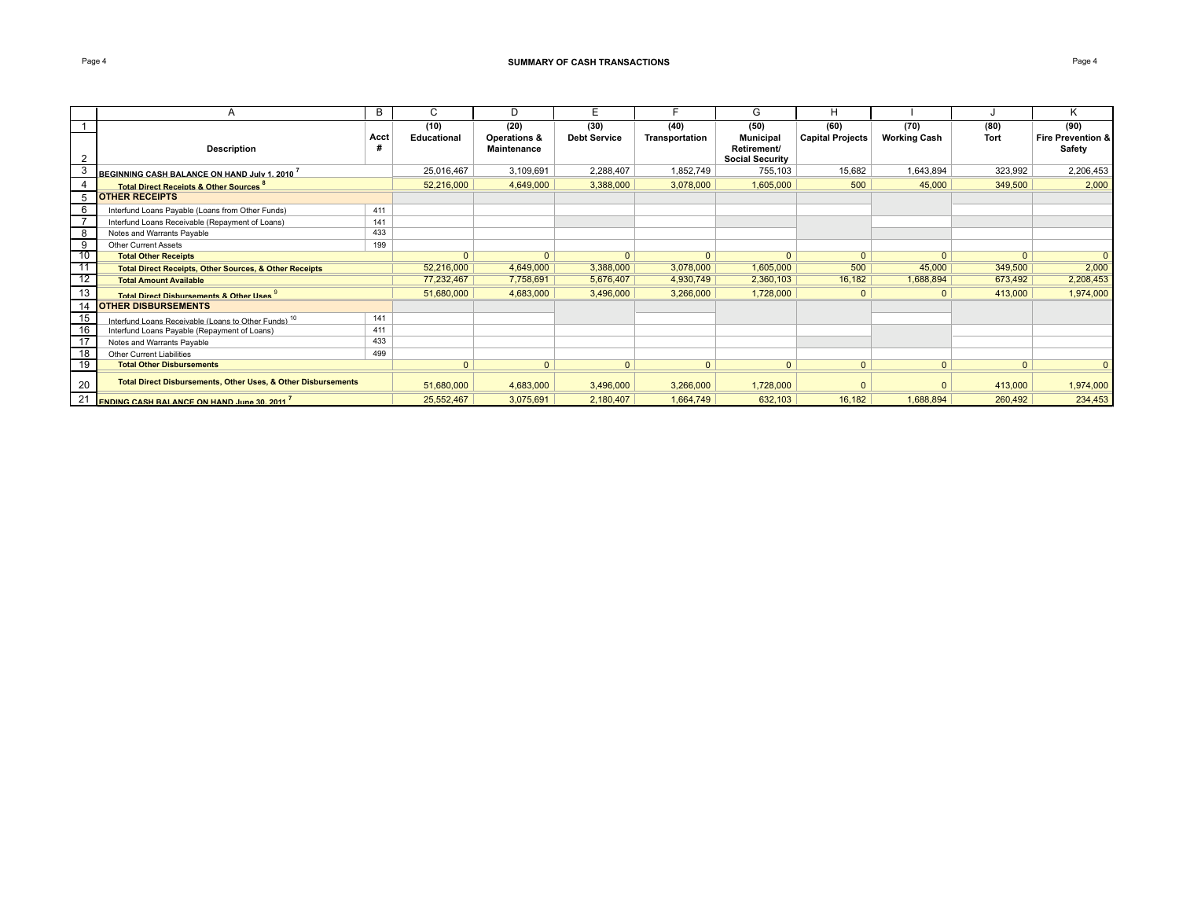## SUMMARY OF CASH TRANSACTIONS

| | A | B | C | D | E | F | G | H | I | J | K |
|---|---|---|---|---|---|---|---|---|---|---|---|
| 1 | | | (10) | (20) | (30) | (40) | (50) | (60) | (70) | (80) | (90) |
| 2 | **Description** | **Acct #** | **Educational** | **Operations & Maintenance** | **Debt Service** | **Transportation** | **Municipal Retirement/ Social Security** | **Capital Projects** | **Working Cash** | **Tort** | **Fire Prevention & Safety** |
| 3 | **BEGINNING CASH BALANCE ON HAND July 1, 2010** [7] | | 25,016,467 | 3,109,691 | 2,288,407 | 1,852,749 | 755,103 | 15,682 | 1,643,894 | 323,992 | 2,206,453 |
| 4 | **Total Direct Receipts & Other Sources** [8] | | 52,216,000 | 4,649,000 | 3,388,000 | 3,078,000 | 1,605,000 | 500 | 45,000 | 349,500 | 2,000 |
| 5 | **OTHER RECEIPTS** | | | | | | | | | | |
| 6 | Interfund Loans Payable (Loans from Other Funds) | 411 | | | | | | | | | |
| 7 | Interfund Loans Receivable (Repayment of Loans) | 141 | | | | | | | | | |
| 8 | Notes and Warrants Payable | 433 | | | | | | | | | |
| 9 | Other Current Assets | 199 | | | | | | | | | |
| 10 | **Total Other Receipts** | | 0 | 0 | 0 | 0 | 0 | 0 | 0 | 0 | 0 |
| 11 | **Total Direct Receipts, Other Sources, & Other Receipts** | | 52,216,000 | 4,649,000 | 3,388,000 | 3,078,000 | 1,605,000 | 500 | 45,000 | 349,500 | 2,000 |
| 12 | **Total Amount Available** | | 77,232,467 | 7,758,691 | 5,676,407 | 4,930,749 | 2,360,103 | 16,182 | 1,688,894 | 673,492 | 2,208,453 |
| 13 | **Total Direct Disbursements & Other Uses** [9] | | 51,680,000 | 4,683,000 | 3,496,000 | 3,266,000 | 1,728,000 | 0 | 0 | 413,000 | 1,974,000 |
| 14 | **OTHER DISBURSEMENTS** | | | | | | | | | | |
| 15 | Interfund Loans Receivable (Loans to Other Funds) [10] | 141 | | | | | | | | | |
| 16 | Interfund Loans Payable (Repayment of Loans) | 411 | | | | | | | | | |
| 17 | Notes and Warrants Payable | 433 | | | | | | | | | |
| 18 | Other Current Liabilities | 499 | | | | | | | | | |
| 19 | **Total Other Disbursements** | | 0 | 0 | 0 | 0 | 0 | 0 | 0 | 0 | 0 |
| 20 | **Total Direct Disbursements, Other Uses, & Other Disbursements** | | 51,680,000 | 4,683,000 | 3,496,000 | 3,266,000 | 1,728,000 | 0 | 0 | 413,000 | 1,974,000 |
| 21 | **ENDING CASH BALANCE ON HAND June 30, 2011** [7] | | 25,552,467 | 3,075,691 | 2,180,407 | 1,664,749 | 632,103 | 16,182 | 1,688,894 | 260,492 | 234,453 |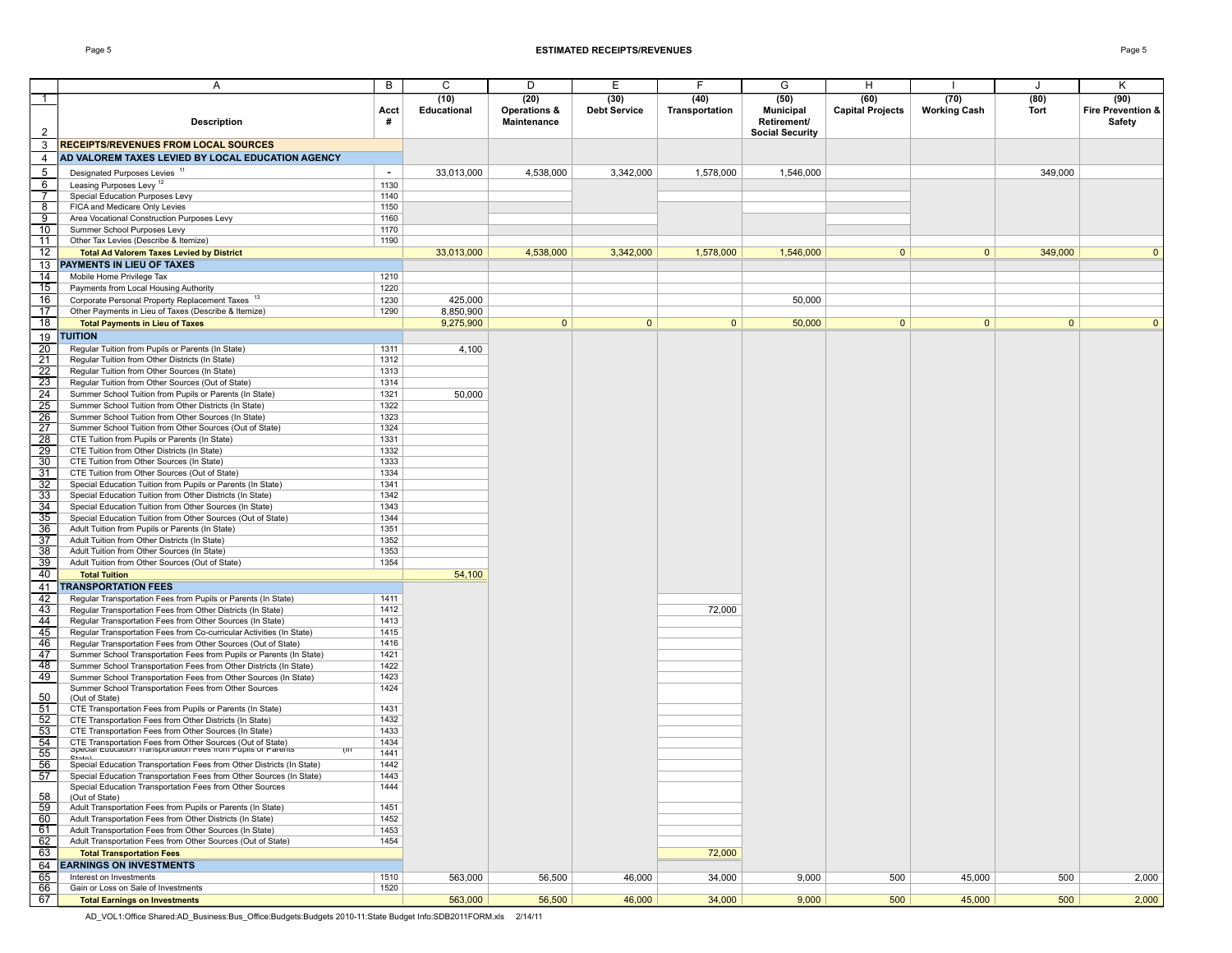## ESTIMATED RECEIPTS/REVENUES

| | A | B | C | D | E | F | G | H | I | J | K |
|---|---|---|---|---|---|---|---|---|---|---|---|
| 1-2 | Description | Acct # | (10) Educational | (20) Operations & Maintenance | (30) Debt Service | (40) Transportation | (50) Municipal Retirement/ Social Security | (60) Capital Projects | (70) Working Cash | (80) Tort | (90) Fire Prevention & Safety |
| 3 | **RECEIPTS/REVENUES FROM LOCAL SOURCES** | | | | | | | | | | |
| 4 | **AD VALOREM TAXES LEVIED BY LOCAL EDUCATION AGENCY** | | | | | | | | | | |
| 5 | Designated Purposes Levies [11] | - | 33,013,000 | 4,538,000 | 3,342,000 | 1,578,000 | 1,546,000 | | | 349,000 | |
| 6 | Leasing Purposes Levy [12] | 1130 | | | | | | | | | |
| 7 | Special Education Purposes Levy | 1140 | | | | | | | | | |
| 8 | FICA and Medicare Only Levies | 1150 | | | | | | | | | |
| 9 | Area Vocational Construction Purposes Levy | 1160 | | | | | | | | | |
| 10 | Summer School Purposes Levy | 1170 | | | | | | | | | |
| 11 | Other Tax Levies (Describe & Itemize) | 1190 | | | | | | | | | |
| 12 | **Total Ad Valorem Taxes Levied by District** | | 33,013,000 | 4,538,000 | 3,342,000 | 1,578,000 | 1,546,000 | 0 | 0 | 349,000 | 0 |
| 13 | **PAYMENTS IN LIEU OF TAXES** | | | | | | | | | | |
| 14 | Mobile Home Privilege Tax | 1210 | | | | | | | | | |
| 15 | Payments from Local Housing Authority | 1220 | | | | | | | | | |
| 16 | Corporate Personal Property Replacement Taxes [13] | 1230 | 425,000 | | | | 50,000 | | | | |
| 17 | Other Payments in Lieu of Taxes (Describe & Itemize) | 1290 | 8,850,900 | | | | | | | | |
| 18 | **Total Payments in Lieu of Taxes** | | 9,275,900 | 0 | 0 | 0 | 50,000 | 0 | 0 | 0 | 0 |
| 19 | **TUITION** | | | | | | | | | | |
| 20 | Regular Tuition from Pupils or Parents (In State) | 1311 | 4,100 | | | | | | | | |
| 21 | Regular Tuition from Other Districts (In State) | 1312 | | | | | | | | | |
| 22 | Regular Tuition from Other Sources (In State) | 1313 | | | | | | | | | |
| 23 | Regular Tuition from Other Sources (Out of State) | 1314 | | | | | | | | | |
| 24 | Summer School Tuition from Pupils or Parents (In State) | 1321 | 50,000 | | | | | | | | |
| 25 | Summer School Tuition from Other Districts (In State) | 1322 | | | | | | | | | |
| 26 | Summer School Tuition from Other Sources (In State) | 1323 | | | | | | | | | |
| 27 | Summer School Tuition from Other Sources (Out of State) | 1324 | | | | | | | | | |
| 28 | CTE Tuition from Pupils or Parents (In State) | 1331 | | | | | | | | | |
| 29 | CTE Tuition from Other Districts (In State) | 1332 | | | | | | | | | |
| 30 | CTE Tuition from Other Sources (In State) | 1333 | | | | | | | | | |
| 31 | CTE Tuition from Other Sources (Out of State) | 1334 | | | | | | | | | |
| 32 | Special Education Tuition from Pupils or Parents (In State) | 1341 | | | | | | | | | |
| 33 | Special Education Tuition from Other Districts (In State) | 1342 | | | | | | | | | |
| 34 | Special Education Tuition from Other Sources (In State) | 1343 | | | | | | | | | |
| 35 | Special Education Tuition from Other Sources (Out of State) | 1344 | | | | | | | | | |
| 36 | Adult Tuition from Pupils or Parents (In State) | 1351 | | | | | | | | | |
| 37 | Adult Tuition from Other Districts (In State) | 1352 | | | | | | | | | |
| 38 | Adult Tuition from Other Sources (In State) | 1353 | | | | | | | | | |
| 39 | Adult Tuition from Other Sources (Out of State) | 1354 | | | | | | | | | |
| 40 | **Total Tuition** | | 54,100 | | | | | | | | |
| 41 | **TRANSPORTATION FEES** | | | | | | | | | | |
| 42 | Regular Transportation Fees from Pupils or Parents (In State) | 1411 | | | | | | | | | |
| 43 | Regular Transportation Fees from Other Districts (In State) | 1412 | | | | 72,000 | | | | | |
| 44 | Regular Transportation Fees from Other Sources (In State) | 1413 | | | | | | | | | |
| 45 | Regular Transportation Fees from Co-curricular Activities (In State) | 1415 | | | | | | | | | |
| 46 | Regular Transportation Fees from Other Sources (Out of State) | 1416 | | | | | | | | | |
| 47 | Summer School Transportation Fees from Pupils or Parents (In State) | 1421 | | | | | | | | | |
| 48 | Summer School Transportation Fees from Other Districts (In State) | 1422 | | | | | | | | | |
| 49 | Summer School Transportation Fees from Other Sources (In State) | 1423 | | | | | | | | | |
| 50 | Summer School Transportation Fees from Other Sources (Out of State) | 1424 | | | | | | | | | |
| 51 | CTE Transportation Fees from Pupils or Parents (In State) | 1431 | | | | | | | | | |
| 52 | CTE Transportation Fees from Other Districts (In State) | 1432 | | | | | | | | | |
| 53 | CTE Transportation Fees from Other Sources (In State) | 1433 | | | | | | | | | |
| 54 | CTE Transportation Fees from Other Sources (Out of State) | 1434 | | | | | | | | | |
| 55 | Special Education Transportation Fees from Pupils or Parents (In State) | 1441 | | | | | | | | | |
| 56 | Special Education Transportation Fees from Other Districts (In State) | 1442 | | | | | | | | | |
| 57 | Special Education Transportation Fees from Other Sources (In State) | 1443 | | | | | | | | | |
| 58 | Special Education Transportation Fees from Other Sources (Out of State) | 1444 | | | | | | | | | |
| 59 | Adult Transportation Fees from Pupils or Parents (In State) | 1451 | | | | | | | | | |
| 60 | Adult Transportation Fees from Other Districts (In State) | 1452 | | | | | | | | | |
| 61 | Adult Transportation Fees from Other Sources (In State) | 1453 | | | | | | | | | |
| 62 | Adult Transportation Fees from Other Sources (Out of State) | 1454 | | | | | | | | | |
| 63 | **Total Transportation Fees** | | | | | 72,000 | | | | | |
| 64 | **EARNINGS ON INVESTMENTS** | | | | | | | | | | |
| 65 | Interest on Investments | 1510 | 563,000 | 56,500 | 46,000 | 34,000 | 9,000 | 500 | 45,000 | 500 | 2,000 |
| 66 | Gain or Loss on Sale of Investments | 1520 | | | | | | | | | |
| 67 | **Total Earnings on Investments** | | 563,000 | 56,500 | 46,000 | 34,000 | 9,000 | 500 | 45,000 | 500 | 2,000 |

AD_VOL1:Office Shared:AD_Business:Bus_Office:Budgets:Budgets 2010-11:State Budget Info:SDB2011FORM.xls 2/14/11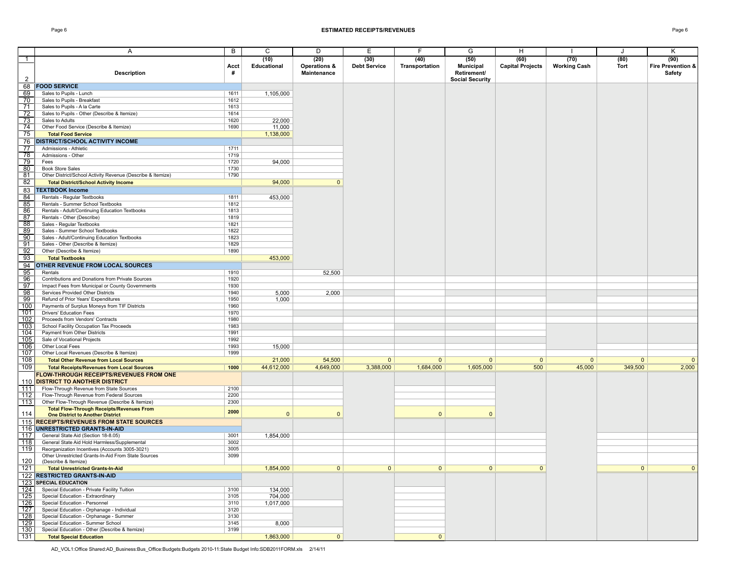## ESTIMATED RECEIPTS/REVENUES

| | A | B | C | D | E | F | G | H | I | J | K |
|---|---|---|---|---|---|---|---|---|---|---|---|
| 1 | | | (10) | (20) | (30) | (40) | (50) | (60) | (70) | (80) | (90) |
| 2 | Description | Acct # | Educational | Operations & Maintenance | Debt Service | Transportation | Municipal Retirement/ Social Security | Capital Projects | Working Cash | Tort | Fire Prevention & Safety |
| 68 | **FOOD SERVICE** | | | | | | | | | | |
| 69 | Sales to Pupils - Lunch | 1611 | 1,105,000 | | | | | | | | |
| 70 | Sales to Pupils - Breakfast | 1612 | | | | | | | | | |
| 71 | Sales to Pupils - A la Carte | 1613 | | | | | | | | | |
| 72 | Sales to Pupils - Other (Describe & Itemize) | 1614 | | | | | | | | | |
| 73 | Sales to Adults | 1620 | 22,000 | | | | | | | | |
| 74 | Other Food Service (Describe & Itemize) | 1690 | 11,000 | | | | | | | | |
| 75 | **Total Food Service** | | 1,138,000 | | | | | | | | |
| 76 | **DISTRICT/SCHOOL ACTIVITY INCOME** | | | | | | | | | | |
| 77 | Admissions - Athletic | 1711 | | | | | | | | | |
| 78 | Admissions - Other | 1719 | | | | | | | | | |
| 79 | Fees | 1720 | 94,000 | | | | | | | | |
| 80 | Book Store Sales | 1730 | | | | | | | | | |
| 81 | Other District/School Activity Revenue (Describe & Itemize) | 1790 | | | | | | | | | |
| 82 | **Total District/School Activity Income** | | 94,000 | 0 | | | | | | | |
| 83 | **TEXTBOOK Income** | | | | | | | | | | |
| 84 | Rentals - Regular Textbooks | 1811 | 453,000 | | | | | | | | |
| 85 | Rentals - Summer School Textbooks | 1812 | | | | | | | | | |
| 86 | Rentals - Adult/Continuing Education Textbooks | 1813 | | | | | | | | | |
| 87 | Rentals - Other (Describe) | 1819 | | | | | | | | | |
| 88 | Sales - Regular Textbooks | 1821 | | | | | | | | | |
| 89 | Sales - Summer School Textbooks | 1822 | | | | | | | | | |
| 90 | Sales - Adult/Continuing Education Textbooks | 1823 | | | | | | | | | |
| 91 | Sales - Other (Describe & Itemize) | 1829 | | | | | | | | | |
| 92 | Other (Describe & Itemize) | 1890 | | | | | | | | | |
| 93 | **Total Textbooks** | | 453,000 | | | | | | | | |
| 94 | **OTHER REVENUE FROM LOCAL SOURCES** | | | | | | | | | | |
| 95 | Rentals | 1910 | | 52,500 | | | | | | | |
| 96 | Contributions and Donations from Private Sources | 1920 | | | | | | | | | |
| 97 | Impact Fees from Municipal or County Governments | 1930 | | | | | | | | | |
| 98 | Services Provided Other Districts | 1940 | 5,000 | 2,000 | | | | | | | |
| 99 | Refund of Prior Years' Expenditures | 1950 | 1,000 | | | | | | | | |
| 100 | Payments of Surplus Moneys from TIF Districts | 1960 | | | | | | | | | |
| 101 | Drivers' Education Fees | 1970 | | | | | | | | | |
| 102 | Proceeds from Vendors' Contracts | 1980 | | | | | | | | | |
| 103 | School Facility Occupation Tax Proceeds | 1983 | | | | | | | | | |
| 104 | Payment from Other Districts | 1991 | | | | | | | | | |
| 105 | Sale of Vocational Projects | 1992 | | | | | | | | | |
| 106 | Other Local Fees | 1993 | 15,000 | | | | | | | | |
| 107 | Other Local Revenues (Describe & Itemize) | 1999 | | | | | | | | | |
| 108 | **Total Other Revenue from Local Sources** | | 21,000 | 54,500 | 0 | 0 | 0 | 0 | 0 | 0 | 0 |
| 109 | **Total Receipts/Revenues from Local Sources** | 1000 | 44,612,000 | 4,649,000 | 3,388,000 | 1,684,000 | 1,605,000 | 500 | 45,000 | 349,500 | 2,000 |
| 110 | **FLOW-THROUGH RECEIPTS/REVENUES FROM ONE DISTRICT TO ANOTHER DISTRICT** | | | | | | | | | | |
| 111 | Flow-Through Revenue from State Sources | 2100 | | | | | | | | | |
| 112 | Flow-Through Revenue from Federal Sources | 2200 | | | | | | | | | |
| 113 | Other Flow-Through Revenue (Describe & Itemize) | 2300 | | | | | | | | | |
| 114 | **Total Flow-Through Receipts/Revenues From One District to Another District** | 2000 | 0 | 0 | | 0 | 0 | | | | |
| 115 | **RECEIPTS/REVENUES FROM STATE SOURCES** | | | | | | | | | | |
| 116 | **UNRESTRICTED GRANTS-IN-AID** | | | | | | | | | | |
| 117 | General State Aid (Section 18-8.05) | 3001 | 1,854,000 | | | | | | | | |
| 118 | General State Aid Hold Harmless/Supplemental | 3002 | | | | | | | | | |
| 119 | Reorganization Incentives (Accounts 3005-3021) | 3005 | | | | | | | | | |
| 120 | Other Unrestricted Grants-In-Aid From State Sources (Describe & Itemize) | 3099 | | | | | | | | | |
| 121 | **Total Unrestricted Grants-In-Aid** | | 1,854,000 | 0 | 0 | 0 | 0 | 0 | | 0 | 0 |
| 122 | **RESTRICTED GRANTS-IN-AID** | | | | | | | | | | |
| 123 | **SPECIAL EDUCATION** | | | | | | | | | | |
| 124 | Special Education - Private Facility Tuition | 3100 | 134,000 | | | | | | | | |
| 125 | Special Education - Extraordinary | 3105 | 704,000 | | | | | | | | |
| 126 | Special Education - Personnel | 3110 | 1,017,000 | | | | | | | | |
| 127 | Special Education - Orphanage - Individual | 3120 | | | | | | | | | |
| 128 | Special Education - Orphanage - Summer | 3130 | | | | | | | | | |
| 129 | Special Education - Summer School | 3145 | 8,000 | | | | | | | | |
| 130 | Special Education - Other (Describe & Itemize) | 3199 | | | | | | | | | |
| 131 | **Total Special Education** | | 1,863,000 | 0 | | 0 | | | | | |

AD_VOL1:Office Shared:AD_Business:Bus_Office:Budgets:Budgets 2010-11:State Budget Info:SDB2011FORM.xls 2/14/11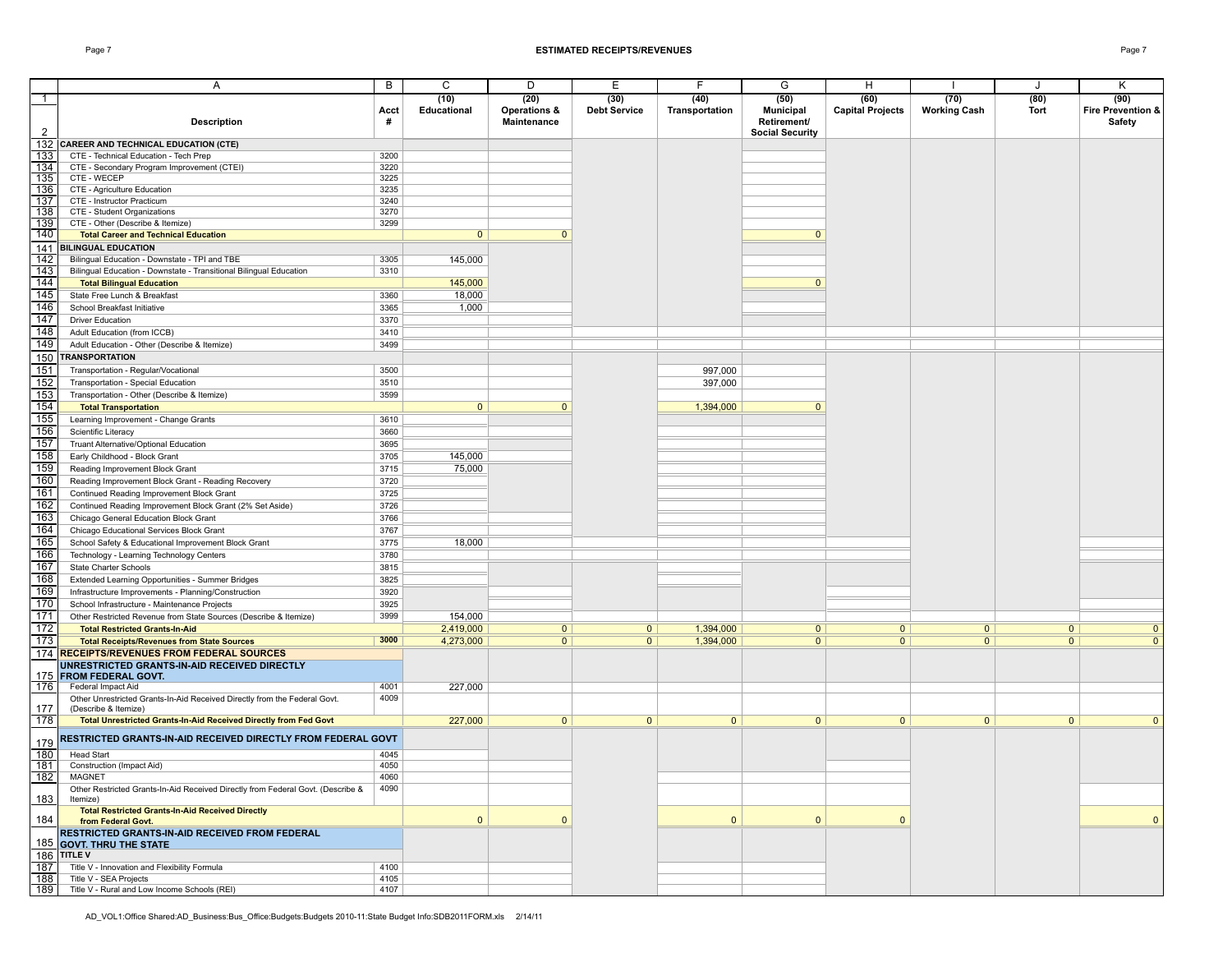## ESTIMATED RECEIPTS/REVENUES

| | A | B | C | D | E | F | G | H | I | J | K |
|---|---|---|---|---|---|---|---|---|---|---|---|
| 1 | Description | Acct # | (10) Educational | (20) Operations & Maintenance | (30) Debt Service | (40) Transportation | (50) Municipal Retirement/ Social Security | (60) Capital Projects | (70) Working Cash | (80) Tort | (90) Fire Prevention & Safety |
| 132 | **CAREER AND TECHNICAL EDUCATION (CTE)** | | | | | | | | | | |
| 133 | CTE - Technical Education - Tech Prep | 3200 | | | | | | | | | |
| 134 | CTE - Secondary Program Improvement (CTEI) | 3220 | | | | | | | | | |
| 135 | CTE - WECEP | 3225 | | | | | | | | | |
| 136 | CTE - Agriculture Education | 3235 | | | | | | | | | |
| 137 | CTE - Instructor Practicum | 3240 | | | | | | | | | |
| 138 | CTE - Student Organizations | 3270 | | | | | | | | | |
| 139 | CTE - Other (Describe & Itemize) | 3299 | | | | | | | | | |
| 140 | **Total Career and Technical Education** | | 0 | 0 | | | 0 | | | | |
| 141 | **BILINGUAL EDUCATION** | | | | | | | | | | |
| 142 | Bilingual Education - Downstate - TPI and TBE | 3305 | 145,000 | | | | | | | | |
| 143 | Bilingual Education - Downstate - Transitional Bilingual Education | 3310 | | | | | | | | | |
| 144 | **Total Bilingual Education** | | 145,000 | | | | 0 | | | | |
| 145 | State Free Lunch & Breakfast | 3360 | 18,000 | | | | | | | | |
| 146 | School Breakfast Initiative | 3365 | 1,000 | | | | | | | | |
| 147 | Driver Education | 3370 | | | | | | | | | |
| 148 | Adult Education (from ICCB) | 3410 | | | | | | | | | |
| 149 | Adult Education - Other (Describe & Itemize) | 3499 | | | | | | | | | |
| 150 | **TRANSPORTATION** | | | | | | | | | | |
| 151 | Transportation - Regular/Vocational | 3500 | | | | 997,000 | | | | | |
| 152 | Transportation - Special Education | 3510 | | | | 397,000 | | | | | |
| 153 | Transportation - Other (Describe & Itemize) | 3599 | | | | | | | | | |
| 154 | **Total Transportation** | | 0 | 0 | | 1,394,000 | 0 | | | | |
| 155 | Learning Improvement - Change Grants | 3610 | | | | | | | | | |
| 156 | Scientific Literacy | 3660 | | | | | | | | | |
| 157 | Truant Alternative/Optional Education | 3695 | | | | | | | | | |
| 158 | Early Childhood - Block Grant | 3705 | 145,000 | | | | | | | | |
| 159 | Reading Improvement Block Grant | 3715 | 75,000 | | | | | | | | |
| 160 | Reading Improvement Block Grant - Reading Recovery | 3720 | | | | | | | | | |
| 161 | Continued Reading Improvement Block Grant | 3725 | | | | | | | | | |
| 162 | Continued Reading Improvement Block Grant (2% Set Aside) | 3726 | | | | | | | | | |
| 163 | Chicago General Education Block Grant | 3766 | | | | | | | | | |
| 164 | Chicago Educational Services Block Grant | 3767 | | | | | | | | | |
| 165 | School Safety & Educational Improvement Block Grant | 3775 | 18,000 | | | | | | | | |
| 166 | Technology - Learning Technology Centers | 3780 | | | | | | | | | |
| 167 | State Charter Schools | 3815 | | | | | | | | | |
| 168 | Extended Learning Opportunities - Summer Bridges | 3825 | | | | | | | | | |
| 169 | Infrastructure Improvements - Planning/Construction | 3920 | | | | | | | | | |
| 170 | School Infrastructure - Maintenance Projects | 3925 | | | | | | | | | |
| 171 | Other Restricted Revenue from State Sources (Describe & Itemize) | 3999 | 154,000 | | | | | | | | |
| 172 | **Total Restricted Grants-In-Aid** | | 2,419,000 | 0 | 0 | 1,394,000 | 0 | 0 | 0 | 0 | 0 |
| 173 | **Total Receipts/Revenues from State Sources** | 3000 | 4,273,000 | 0 | 0 | 1,394,000 | 0 | 0 | 0 | 0 | 0 |
| 174 | **RECEIPTS/REVENUES FROM FEDERAL SOURCES** | | | | | | | | | | |
| 175 | **UNRESTRICTED GRANTS-IN-AID RECEIVED DIRECTLY FROM FEDERAL GOVT.** | | | | | | | | | | |
| 176 | Federal Impact Aid | 4001 | 227,000 | | | | | | | | |
| 177 | Other Unrestricted Grants-In-Aid Received Directly from the Federal Govt. (Describe & Itemize) | 4009 | | | | | | | | | |
| 178 | **Total Unrestricted Grants-In-Aid Received Directly from Fed Govt** | | 227,000 | 0 | 0 | 0 | 0 | 0 | 0 | 0 | 0 |
| 179 | **RESTRICTED GRANTS-IN-AID RECEIVED DIRECTLY FROM FEDERAL GOVT** | | | | | | | | | | |
| 180 | Head Start | 4045 | | | | | | | | | |
| 181 | Construction (Impact Aid) | 4050 | | | | | | | | | |
| 182 | MAGNET | 4060 | | | | | | | | | |
| 183 | Other Restricted Grants-In-Aid Received Directly from Federal Govt. (Describe & Itemize) | 4090 | | | | | | | | | |
| 184 | **Total Restricted Grants-In-Aid Received Directly from Federal Govt.** | | 0 | 0 | | 0 | 0 | 0 | | | 0 |
| 185 | **RESTRICTED GRANTS-IN-AID RECEIVED FROM FEDERAL GOVT. THRU THE STATE** | | | | | | | | | | |
| 186 | **TITLE V** | | | | | | | | | | |
| 187 | Title V - Innovation and Flexibility Formula | 4100 | | | | | | | | | |
| 188 | Title V - SEA Projects | 4105 | | | | | | | | | |
| 189 | Title V - Rural and Low Income Schools (REI) | 4107 | | | | | | | | | |

AD_VOL1:Office Shared:AD_Business:Bus_Office:Budgets:Budgets 2010-11:State Budget Info:SDB2011FORM.xls 2/14/11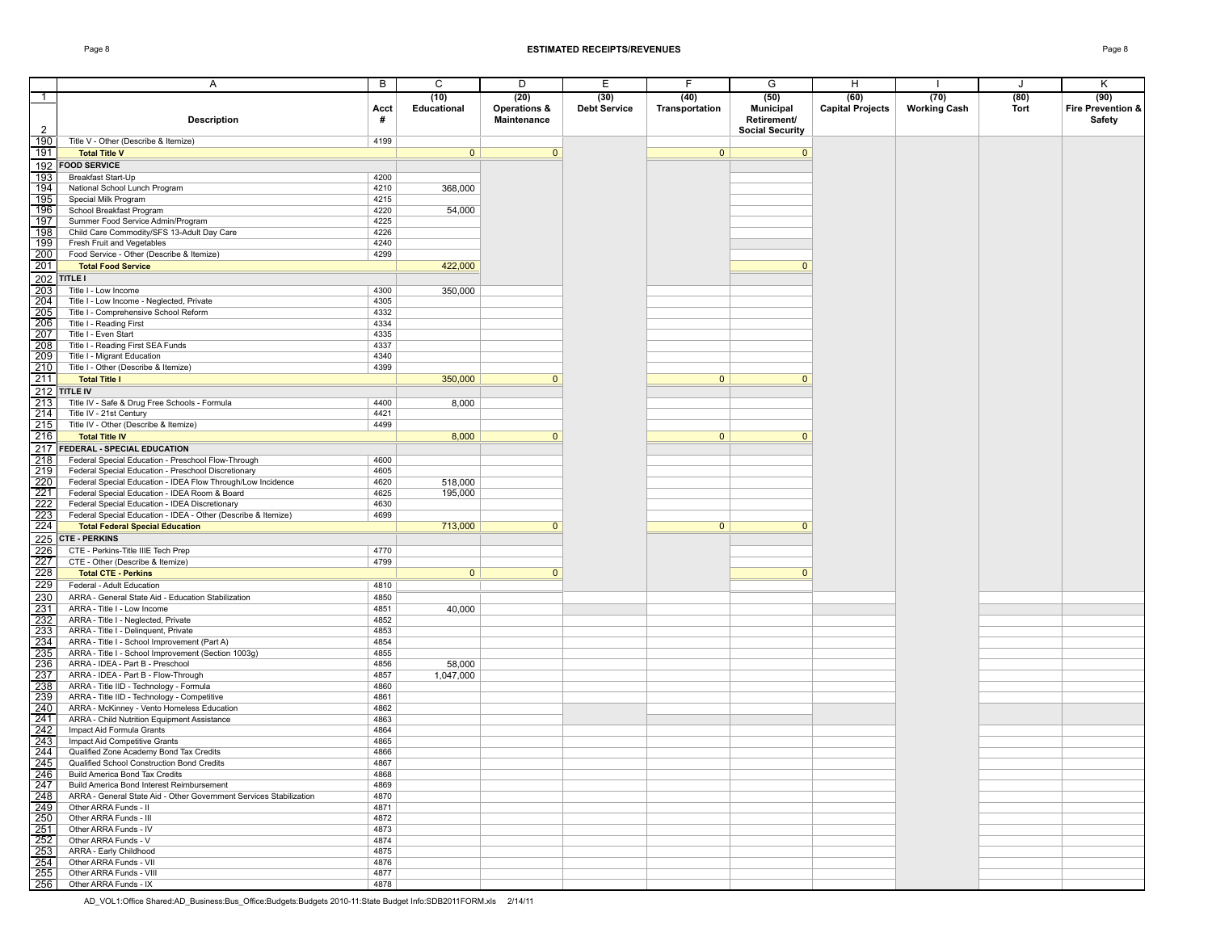## ESTIMATED RECEIPTS/REVENUES

| | A | B | C | D | E | F | G | H | I | J | K |
|---|---|---|---|---|---|---|---|---|---|---|---|
| 1 | | | (10) | (20) | (30) | (40) | (50) | (60) | (70) | (80) | (90) |
| 2 | **Description** | **Acct #** | **Educational** | **Operations & Maintenance** | **Debt Service** | **Transportation** | **Municipal Retirement/ Social Security** | **Capital Projects** | **Working Cash** | **Tort** | **Fire Prevention & Safety** |
| 190 | Title V - Other (Describe & Itemize) | 4199 | | | | | | | | | |
| 191 | **Total Title V** | | 0 | 0 | | 0 | 0 | | | | |
| 192 | **FOOD SERVICE** | | | | | | | | | | |
| 193 | Breakfast Start-Up | 4200 | | | | | | | | | |
| 194 | National School Lunch Program | 4210 | 368,000 | | | | | | | | |
| 195 | Special Milk Program | 4215 | | | | | | | | | |
| 196 | School Breakfast Program | 4220 | 54,000 | | | | | | | | |
| 197 | Summer Food Service Admin/Program | 4225 | | | | | | | | | |
| 198 | Child Care Commodity/SFS 13-Adult Day Care | 4226 | | | | | | | | | |
| 199 | Fresh Fruit and Vegetables | 4240 | | | | | | | | | |
| 200 | Food Service - Other (Describe & Itemize) | 4299 | | | | | | | | | |
| 201 | **Total Food Service** | | 422,000 | | | | 0 | | | | |
| 202 | **TITLE I** | | | | | | | | | | |
| 203 | Title I - Low Income | 4300 | 350,000 | | | | | | | | |
| 204 | Title I - Low Income - Neglected, Private | 4305 | | | | | | | | | |
| 205 | Title I - Comprehensive School Reform | 4332 | | | | | | | | | |
| 206 | Title I - Reading First | 4334 | | | | | | | | | |
| 207 | Title I - Even Start | 4335 | | | | | | | | | |
| 208 | Title I - Reading First SEA Funds | 4337 | | | | | | | | | |
| 209 | Title I - Migrant Education | 4340 | | | | | | | | | |
| 210 | Title I - Other (Describe & Itemize) | 4399 | | | | | | | | | |
| 211 | **Total Title I** | | 350,000 | 0 | | 0 | 0 | | | | |
| 212 | **TITLE IV** | | | | | | | | | | |
| 213 | Title IV - Safe & Drug Free Schools - Formula | 4400 | 8,000 | | | | | | | | |
| 214 | Title IV - 21st Century | 4421 | | | | | | | | | |
| 215 | Title IV - Other (Describe & Itemize) | 4499 | | | | | | | | | |
| 216 | **Total Title IV** | | 8,000 | 0 | | 0 | 0 | | | | |
| 217 | **FEDERAL - SPECIAL EDUCATION** | | | | | | | | | | |
| 218 | Federal Special Education - Preschool Flow-Through | 4600 | | | | | | | | | |
| 219 | Federal Special Education - Preschool Discretionary | 4605 | | | | | | | | | |
| 220 | Federal Special Education - IDEA Flow Through/Low Incidence | 4620 | 518,000 | | | | | | | | |
| 221 | Federal Special Education - IDEA Room & Board | 4625 | 195,000 | | | | | | | | |
| 222 | Federal Special Education - IDEA Discretionary | 4630 | | | | | | | | | |
| 223 | Federal Special Education - IDEA - Other (Describe & Itemize) | 4699 | | | | | | | | | |
| 224 | **Total Federal Special Education** | | 713,000 | 0 | | 0 | 0 | | | | |
| 225 | **CTE - PERKINS** | | | | | | | | | | |
| 226 | CTE - Perkins-Title IIIE Tech Prep | 4770 | | | | | | | | | |
| 227 | CTE - Other (Describe & Itemize) | 4799 | | | | | | | | | |
| 228 | **Total CTE - Perkins** | | 0 | 0 | | | 0 | | | | |
| 229 | Federal - Adult Education | 4810 | | | | | | | | | |
| 230 | ARRA - General State Aid - Education Stabilization | 4850 | | | | | | | | | |
| 231 | ARRA - Title I - Low Income | 4851 | 40,000 | | | | | | | | |
| 232 | ARRA - Title I - Neglected, Private | 4852 | | | | | | | | | |
| 233 | ARRA - Title I - Delinquent, Private | 4853 | | | | | | | | | |
| 234 | ARRA - Title I - School Improvement (Part A) | 4854 | | | | | | | | | |
| 235 | ARRA - Title I - School Improvement (Section 1003g) | 4855 | | | | | | | | | |
| 236 | ARRA - IDEA - Part B - Preschool | 4856 | 58,000 | | | | | | | | |
| 237 | ARRA - IDEA - Part B - Flow-Through | 4857 | 1,047,000 | | | | | | | | |
| 238 | ARRA - Title IID - Technology - Formula | 4860 | | | | | | | | | |
| 239 | ARRA - Title IID - Technology - Competitive | 4861 | | | | | | | | | |
| 240 | ARRA - McKinney - Vento Homeless Education | 4862 | | | | | | | | | |
| 241 | ARRA - Child Nutrition Equipment Assistance | 4863 | | | | | | | | | |
| 242 | Impact Aid Formula Grants | 4864 | | | | | | | | | |
| 243 | Impact Aid Competitive Grants | 4865 | | | | | | | | | |
| 244 | Qualified Zone Academy Bond Tax Credits | 4866 | | | | | | | | | |
| 245 | Qualified School Construction Bond Credits | 4867 | | | | | | | | | |
| 246 | Build America Bond Tax Credits | 4868 | | | | | | | | | |
| 247 | Build America Bond Interest Reimbursement | 4869 | | | | | | | | | |
| 248 | ARRA - General State Aid - Other Government Services Stabilization | 4870 | | | | | | | | | |
| 249 | Other ARRA Funds - II | 4871 | | | | | | | | | |
| 250 | Other ARRA Funds - III | 4872 | | | | | | | | | |
| 251 | Other ARRA Funds - IV | 4873 | | | | | | | | | |
| 252 | Other ARRA Funds - V | 4874 | | | | | | | | | |
| 253 | ARRA - Early Childhood | 4875 | | | | | | | | | |
| 254 | Other ARRA Funds - VII | 4876 | | | | | | | | | |
| 255 | Other ARRA Funds - VIII | 4877 | | | | | | | | | |
| 256 | Other ARRA Funds - IX | 4878 | | | | | | | | | |

AD_VOL1:Office Shared:AD_Business:Bus_Office:Budgets:Budgets 2010-11:State Budget Info:SDB2011FORM.xls 2/14/11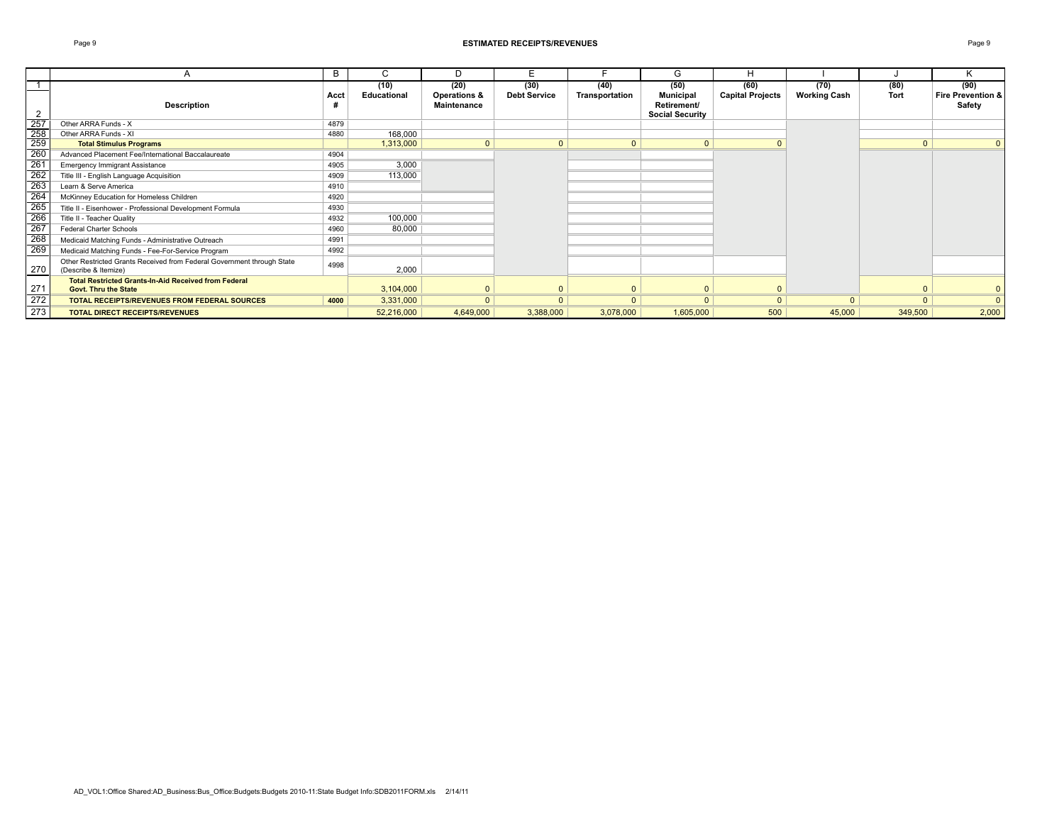# ESTIMATED RECEIPTS/REVENUES

| | A | B | C | D | E | F | G | H | I | J | K |
|---|---|---|---|---|---|---|---|---|---|---|---|
| 1 | Description | Acct # | (10) Educational | (20) Operations & Maintenance | (30) Debt Service | (40) Transportation | (50) Municipal Retirement/ Social Security | (60) Capital Projects | (70) Working Cash | (80) Tort | (90) Fire Prevention & Safety |
| 257 | Other ARRA Funds - X | 4879 | | | | | | | | | |
| 258 | Other ARRA Funds - XI | 4880 | 168,000 | | | | | | | | |
| 259 | **Total Stimulus Programs** | | 1,313,000 | 0 | 0 | 0 | 0 | 0 | | 0 | 0 |
| 260 | Advanced Placement Fee/International Baccalaureate | 4904 | | | | | | | | | |
| 261 | Emergency Immigrant Assistance | 4905 | 3,000 | | | | | | | | |
| 262 | Title III - English Language Acquisition | 4909 | 113,000 | | | | | | | | |
| 263 | Learn & Serve America | 4910 | | | | | | | | | |
| 264 | McKinney Education for Homeless Children | 4920 | | | | | | | | | |
| 265 | Title II - Eisenhower - Professional Development Formula | 4930 | | | | | | | | | |
| 266 | Title II - Teacher Quality | 4932 | 100,000 | | | | | | | | |
| 267 | Federal Charter Schools | 4960 | 80,000 | | | | | | | | |
| 268 | Medicaid Matching Funds - Administrative Outreach | 4991 | | | | | | | | | |
| 269 | Medicaid Matching Funds - Fee-For-Service Program | 4992 | | | | | | | | | |
| 270 | Other Restricted Grants Received from Federal Government through State (Describe & Itemize) | 4998 | 2,000 | | | | | | | | |
| 271 | **Total Restricted Grants-In-Aid Received from Federal Govt. Thru the State** | | 3,104,000 | 0 | 0 | 0 | 0 | 0 | | 0 | 0 |
| 272 | **TOTAL RECEIPTS/REVENUES FROM FEDERAL SOURCES** | **4000** | 3,331,000 | 0 | 0 | 0 | 0 | 0 | 0 | 0 | 0 |
| 273 | **TOTAL DIRECT RECEIPTS/REVENUES** | | 52,216,000 | 4,649,000 | 3,388,000 | 3,078,000 | 1,605,000 | 500 | 45,000 | 349,500 | 2,000 |

AD_VOL1:Office Shared:AD_Business:Bus_Office:Budgets:Budgets 2010-11:State Budget Info:SDB2011FORM.xls 2/14/11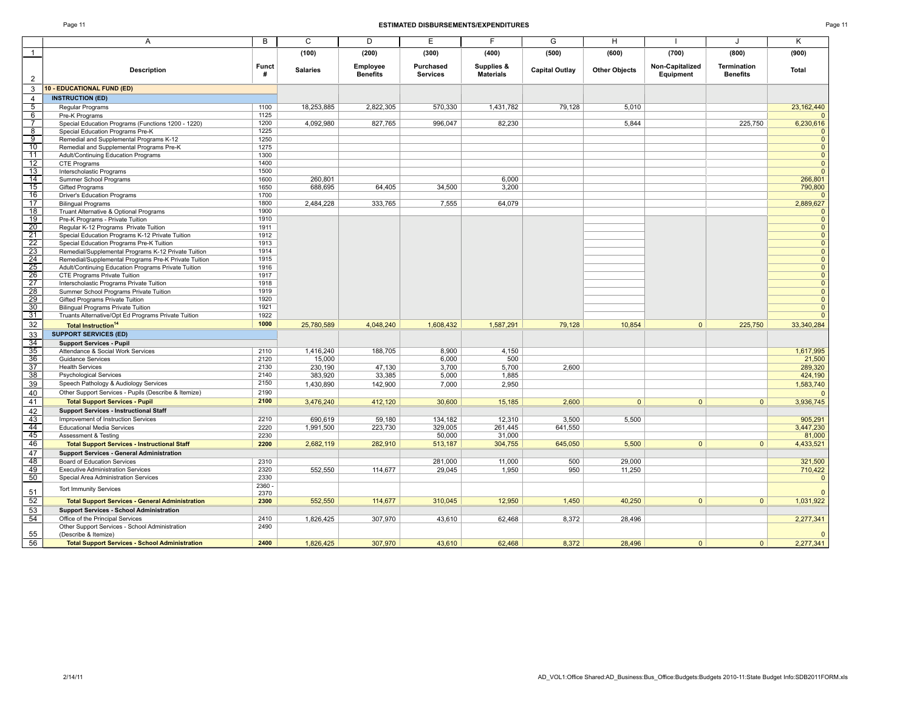## ESTIMATED DISBURSEMENTS/EXPENDITURES

| | A | B | C | D | E | F | G | H | I | J | K |
|---|---|---|---|---|---|---|---|---|---|---|---|
| 1 | | | (100) | (200) | (300) | (400) | (500) | (600) | (700) | (800) | (900) |
| 2 | **Description** | **Funct #** | **Salaries** | **Employee Benefits** | **Purchased Services** | **Supplies & Materials** | **Capital Outlay** | **Other Objects** | **Non-Capitalized Equipment** | **Termination Benefits** | **Total** |
| 3 | **10 - EDUCATIONAL FUND (ED)** | | | | | | | | | | |
| 4 | **INSTRUCTION (ED)** | | | | | | | | | | |
| 5 | Regular Programs | 1100 | 18,253,885 | 2,822,305 | 570,330 | 1,431,782 | 79,128 | 5,010 | | | 23,162,440 |
| 6 | Pre-K Programs | 1125 | | | | | | | | | 0 |
| 7 | Special Education Programs (Functions 1200 - 1220) | 1200 | 4,092,980 | 827,765 | 996,047 | 82,230 | | 5,844 | | 225,750 | 6,230,616 |
| 8 | Special Education Programs Pre-K | 1225 | | | | | | | | | 0 |
| 9 | Remedial and Supplemental Programs K-12 | 1250 | | | | | | | | | 0 |
| 10 | Remedial and Supplemental Programs Pre-K | 1275 | | | | | | | | | 0 |
| 11 | Adult/Continuing Education Programs | 1300 | | | | | | | | | 0 |
| 12 | CTE Programs | 1400 | | | | | | | | | 0 |
| 13 | Interscholastic Programs | 1500 | | | | | | | | | 0 |
| 14 | Summer School Programs | 1600 | 260,801 | | | 6,000 | | | | | 266,801 |
| 15 | Gifted Programs | 1650 | 688,695 | 64,405 | 34,500 | 3,200 | | | | | 790,800 |
| 16 | Driver's Education Programs | 1700 | | | | | | | | | 0 |
| 17 | Bilingual Programs | 1800 | 2,484,228 | 333,765 | 7,555 | 64,079 | | | | | 2,889,627 |
| 18 | Truant Alternative & Optional Programs | 1900 | | | | | | | | | 0 |
| 19 | Pre-K Programs - Private Tuition | 1910 | | | | | | | | | 0 |
| 20 | Regular K-12 Programs Private Tuition | 1911 | | | | | | | | | 0 |
| 21 | Special Education Programs K-12 Private Tuition | 1912 | | | | | | | | | 0 |
| 22 | Special Education Programs Pre-K Tuition | 1913 | | | | | | | | | 0 |
| 23 | Remedial/Supplemental Programs K-12 Private Tuition | 1914 | | | | | | | | | 0 |
| 24 | Remedial/Supplemental Programs Pre-K Private Tuition | 1915 | | | | | | | | | 0 |
| 25 | Adult/Continuing Education Programs Private Tuition | 1916 | | | | | | | | | 0 |
| 26 | CTE Programs Private Tuition | 1917 | | | | | | | | | 0 |
| 27 | Interscholastic Programs Private Tuition | 1918 | | | | | | | | | 0 |
| 28 | Summer School Programs Private Tuition | 1919 | | | | | | | | | 0 |
| 29 | Gifted Programs Private Tuition | 1920 | | | | | | | | | 0 |
| 30 | Bilingual Programs Private Tuition | 1921 | | | | | | | | | 0 |
| 31 | Truants Alternative/Opt Ed Programs Private Tuition | 1922 | | | | | | | | | 0 |
| 32 | **Total Instruction[14]** | **1000** | 25,780,589 | 4,048,240 | 1,608,432 | 1,587,291 | 79,128 | 10,854 | 0 | 225,750 | 33,340,284 |
| 33 | **SUPPORT SERVICES (ED)** | | | | | | | | | | |
| 34 | **Support Services - Pupil** | | | | | | | | | | |
| 35 | Attendance & Social Work Services | 2110 | 1,416,240 | 188,705 | 8,900 | 4,150 | | | | | 1,617,995 |
| 36 | Guidance Services | 2120 | 15,000 | | 6,000 | 500 | | | | | 21,500 |
| 37 | Health Services | 2130 | 230,190 | 47,130 | 3,700 | 5,700 | 2,600 | | | | 289,320 |
| 38 | Psychological Services | 2140 | 383,920 | 33,385 | 5,000 | 1,885 | | | | | 424,190 |
| 39 | Speech Pathology & Audiology Services | 2150 | 1,430,890 | 142,900 | 7,000 | 2,950 | | | | | 1,583,740 |
| 40 | Other Support Services - Pupils (Describe & Itemize) | 2190 | | | | | | | | | 0 |
| 41 | **Total Support Services - Pupil** | **2100** | 3,476,240 | 412,120 | 30,600 | 15,185 | 2,600 | 0 | 0 | 0 | 3,936,745 |
| 42 | **Support Services - Instructional Staff** | | | | | | | | | | |
| 43 | Improvement of Instruction Services | 2210 | 690,619 | 59,180 | 134,182 | 12,310 | 3,500 | 5,500 | | | 905,291 |
| 44 | Educational Media Services | 2220 | 1,991,500 | 223,730 | 329,005 | 261,445 | 641,550 | | | | 3,447,230 |
| 45 | Assessment & Testing | 2230 | | | 50,000 | 31,000 | | | | | 81,000 |
| 46 | **Total Support Services - Instructional Staff** | **2200** | 2,682,119 | 282,910 | 513,187 | 304,755 | 645,050 | 5,500 | 0 | 0 | 4,433,521 |
| 47 | **Support Services - General Administration** | | | | | | | | | | |
| 48 | Board of Education Services | 2310 | | | 281,000 | 11,000 | 500 | 29,000 | | | 321,500 |
| 49 | Executive Administration Services | 2320 | 552,550 | 114,677 | 29,045 | 1,950 | 950 | 11,250 | | | 710,422 |
| 50 | Special Area Administration Services | 2330 | | | | | | | | | 0 |
| 51 | Tort Immunity Services | 2360 - 2370 | | | | | | | | | 0 |
| 52 | **Total Support Services - General Administration** | **2300** | 552,550 | 114,677 | 310,045 | 12,950 | 1,450 | 40,250 | 0 | 0 | 1,031,922 |
| 53 | **Support Services - School Administration** | | | | | | | | | | |
| 54 | Office of the Principal Services | 2410 | 1,826,425 | 307,970 | 43,610 | 62,468 | 8,372 | 28,496 | | | 2,277,341 |
| 55 | Other Support Services - School Administration (Describe & Itemize) | 2490 | | | | | | | | | 0 |
| 56 | **Total Support Services - School Administration** | **2400** | 1,826,425 | 307,970 | 43,610 | 62,468 | 8,372 | 28,496 | 0 | 0 | 2,277,341 |

2/14/11

AD_VOL1:Office Shared:AD_Business:Bus_Office:Budgets:Budgets 2010-11:State Budget Info:SDB2011FORM.xls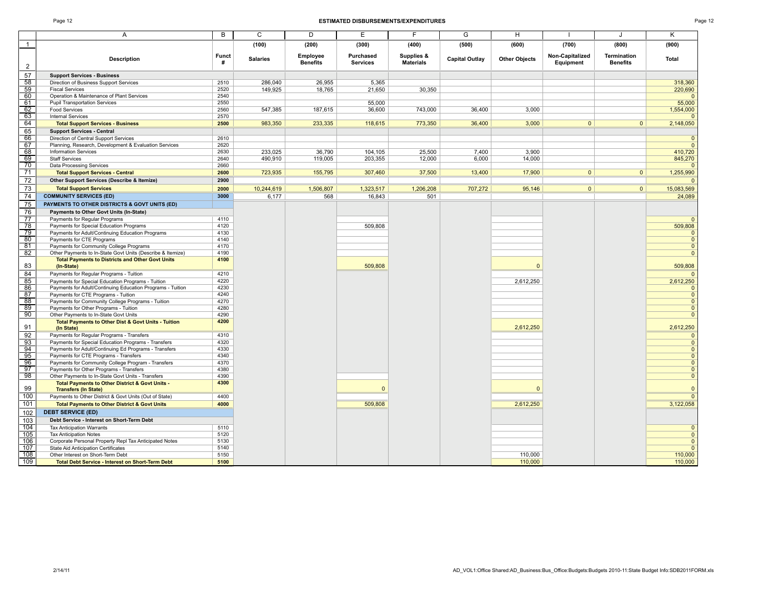## ESTIMATED DISBURSEMENTS/EXPENDITURES

| | A | B | C | D | E | F | G | H | I | J | K |
|---|---|---|---|---|---|---|---|---|---|---|---|
| 1 | | | (100) | (200) | (300) | (400) | (500) | (600) | (700) | (800) | (900) |
| 2 | Description | Funct # | Salaries | Employee Benefits | Purchased Services | Supplies & Materials | Capital Outlay | Other Objects | Non-Capitalized Equipment | Termination Benefits | Total |
| 57 | **Support Services - Business** | | | | | | | | | | |
| 58 | Direction of Business Support Services | 2510 | 286,040 | 26,955 | 5,365 | | | | | | 318,360 |
| 59 | Fiscal Services | 2520 | 149,925 | 18,765 | 21,650 | 30,350 | | | | | 220,690 |
| 60 | Operation & Maintenance of Plant Services | 2540 | | | | | | | | | 0 |
| 61 | Pupil Transportation Services | 2550 | | | 55,000 | | | | | | 55,000 |
| 62 | Food Services | 2560 | 547,385 | 187,615 | 36,600 | 743,000 | 36,400 | 3,000 | | | 1,554,000 |
| 63 | Internal Services | 2570 | | | | | | | | | 0 |
| 64 | **Total Support Services - Business** | **2500** | 983,350 | 233,335 | 118,615 | 773,350 | 36,400 | 3,000 | 0 | 0 | 2,148,050 |
| 65 | **Support Services - Central** | | | | | | | | | | |
| 66 | Direction of Central Support Services | 2610 | | | | | | | | | 0 |
| 67 | Planning, Research, Development & Evaluation Services | 2620 | | | | | | | | | 0 |
| 68 | Information Services | 2630 | 233,025 | 36,790 | 104,105 | 25,500 | 7,400 | 3,900 | | | 410,720 |
| 69 | Staff Services | 2640 | 490,910 | 119,005 | 203,355 | 12,000 | 6,000 | 14,000 | | | 845,270 |
| 70 | Data Processing Services | 2660 | | | | | | | | | 0 |
| 71 | **Total Support Services - Central** | **2600** | 723,935 | 155,795 | 307,460 | 37,500 | 13,400 | 17,900 | 0 | 0 | 1,255,990 |
| 72 | **Other Support Services (Describe & Itemize)** | **2900** | | | | | | | | | 0 |
| 73 | **Total Support Services** | **2000** | 10,244,619 | 1,506,807 | 1,323,517 | 1,206,208 | 707,272 | 95,146 | 0 | 0 | 15,083,569 |
| 74 | **COMMUNITY SERVICES (ED)** | **3000** | 6,177 | 568 | 16,843 | 501 | | | | | 24,089 |
| 75 | **PAYMENTS TO OTHER DISTRICTS & GOVT UNITS (ED)** | | | | | | | | | | |
| 76 | **Payments to Other Govt Units (In-State)** | | | | | | | | | | |
| 77 | Payments for Regular Programs | 4110 | | | | | | | | | 0 |
| 78 | Payments for Special Education Programs | 4120 | | | 509,808 | | | | | | 509,808 |
| 79 | Payments for Adult/Continuing Education Programs | 4130 | | | | | | | | | 0 |
| 80 | Payments for CTE Programs | 4140 | | | | | | | | | 0 |
| 81 | Payments for Community College Programs | 4170 | | | | | | | | | 0 |
| 82 | Other Payments to In-State Govt Units (Describe & Itemize) | 4190 | | | | | | | | | 0 |
| 83 | **Total Payments to Districts and Other Govt Units (In-State)** | **4100** | | | 509,808 | | | 0 | | | 509,808 |
| 84 | Payments for Regular Programs - Tuition | 4210 | | | | | | | | | 0 |
| 85 | Payments for Special Education Programs - Tuition | 4220 | | | | | | 2,612,250 | | | 2,612,250 |
| 86 | Payments for Adult/Continuing Education Programs - Tuition | 4230 | | | | | | | | | 0 |
| 87 | Payments for CTE Programs - Tuition | 4240 | | | | | | | | | 0 |
| 88 | Payments for Community College Programs - Tuition | 4270 | | | | | | | | | 0 |
| 89 | Payments for Other Programs - Tuition | 4280 | | | | | | | | | 0 |
| 90 | Other Payments to In-State Govt Units | 4290 | | | | | | | | | 0 |
| 91 | **Total Payments to Other Dist & Govt Units - Tuition (In State)** | **4200** | | | | | | 2,612,250 | | | 2,612,250 |
| 92 | Payments for Regular Programs - Transfers | 4310 | | | | | | | | | 0 |
| 93 | Payments for Special Education Programs - Transfers | 4320 | | | | | | | | | 0 |
| 94 | Payments for Adult/Continuing Ed Programs - Transfers | 4330 | | | | | | | | | 0 |
| 95 | Payments for CTE Programs - Transfers | 4340 | | | | | | | | | 0 |
| 96 | Payments for Community College Program - Transfers | 4370 | | | | | | | | | 0 |
| 97 | Payments for Other Programs - Transfers | 4380 | | | | | | | | | 0 |
| 98 | Other Payments to In-State Govt Units - Transfers | 4390 | | | | | | | | | 0 |
| 99 | **Total Payments to Other District & Govt Units - Transfers (In State)** | **4300** | | | 0 | | | 0 | | | 0 |
| 100 | Payments to Other District & Govt Units (Out of State) | 4400 | | | | | | | | | 0 |
| 101 | **Total Payments to Other District & Govt Units** | **4000** | | | 509,808 | | | 2,612,250 | | | 3,122,058 |
| 102 | **DEBT SERVICE (ED)** | | | | | | | | | | |
| 103 | **Debt Service - Interest on Short-Term Debt** | | | | | | | | | | |
| 104 | Tax Anticipation Warrants | 5110 | | | | | | | | | 0 |
| 105 | Tax Anticipation Notes | 5120 | | | | | | | | | 0 |
| 106 | Corporate Personal Property Repl Tax Anticipated Notes | 5130 | | | | | | | | | 0 |
| 107 | State Aid Anticipation Certificates | 5140 | | | | | | | | | 0 |
| 108 | Other Interest on Short-Term Debt | 5150 | | | | | | 110,000 | | | 110,000 |
| 109 | **Total Debt Service - Interest on Short-Term Debt** | **5100** | | | | | | 110,000 | | | 110,000 |

2/14/11

AD_VOL1:Office Shared:AD_Business:Bus_Office:Budgets:Budgets 2010-11:State Budget Info:SDB2011FORM.xls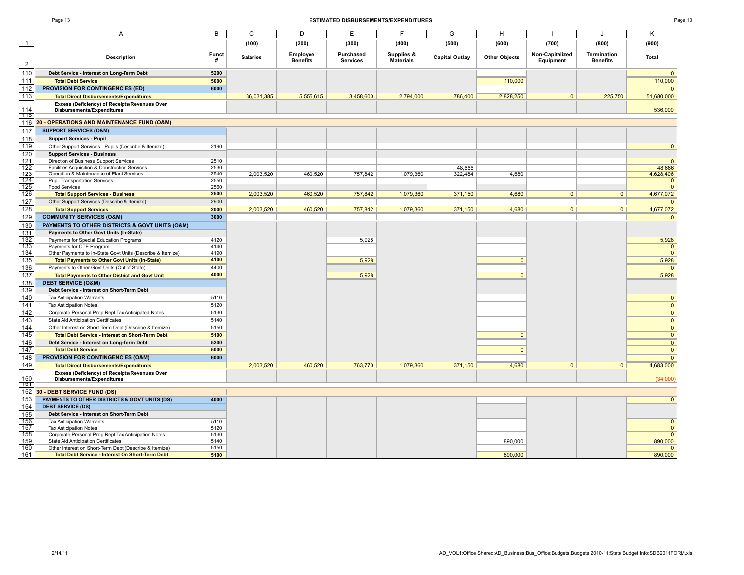## ESTIMATED DISBURSEMENTS/EXPENDITURES

| | A | B | C | D | E | F | G | H | I | J | K |
|---|---|---|---|---|---|---|---|---|---|---|---|
| 1 | | | (100) | (200) | (300) | (400) | (500) | (600) | (700) | (800) | (900) |
| 2 | Description | Funct # | Salaries | Employee Benefits | Purchased Services | Supplies & Materials | Capital Outlay | Other Objects | Non-Capitalized Equipment | Termination Benefits | Total |
| 110 | Debt Service - Interest on Long-Term Debt | 5200 | | | | | | | | | 0 |
| 111 | Total Debt Service | 5000 | | | | | | 110,000 | | | 110,000 |
| 112 | PROVISION FOR CONTINGENCIES (ED) | 6000 | | | | | | | | | 0 |
| 113 | Total Direct Disbursements/Expenditures | | 36,031,385 | 5,555,615 | 3,458,600 | 2,794,000 | 786,400 | 2,828,250 | 0 | 225,750 | 51,680,000 |
| 114 | Excess (Deficiency) of Receipts/Revenues Over Disbursements/Expenditures | | | | | | | | | | 536,000 |
| 115 | | | | | | | | | | | |
| 116 | 20 - OPERATIONS AND MAINTENANCE FUND (O&M) | | | | | | | | | | |
| 117 | SUPPORT SERVICES (O&M) | | | | | | | | | | |
| 118 | Support Services - Pupil | | | | | | | | | | |
| 119 | Other Support Services - Pupils (Describe & Itemize) | 2190 | | | | | | | | | 0 |
| 120 | Support Services - Business | | | | | | | | | | |
| 121 | Direction of Business Support Services | 2510 | | | | | | | | | 0 |
| 122 | Facilities Acquisition & Construction Services | 2530 | | | | | 48,666 | | | | 48,666 |
| 123 | Operation & Maintenance of Plant Services | 2540 | 2,003,520 | 460,520 | 757,842 | 1,079,360 | 322,484 | 4,680 | | | 4,628,406 |
| 124 | Pupil Transportation Services | 2550 | | | | | | | | | 0 |
| 125 | Food Services | 2560 | | | | | | | | | 0 |
| 126 | Total Support Services - Business | 2500 | 2,003,520 | 460,520 | 757,842 | 1,079,360 | 371,150 | 4,680 | 0 | 0 | 4,677,072 |
| 127 | Other Support Services (Describe & Itemize) | 2900 | | | | | | | | | 0 |
| 128 | Total Support Services | 2000 | 2,003,520 | 460,520 | 757,842 | 1,079,360 | 371,150 | 4,680 | 0 | 0 | 4,677,072 |
| 129 | COMMUNITY SERVICES (O&M) | 3000 | | | | | | | | | 0 |
| 130 | PAYMENTS TO OTHER DISTRICTS & GOVT UNITS (O&M) | | | | | | | | | | |
| 131 | Payments to Other Govt Units (In-State) | | | | | | | | | | |
| 132 | Payments for Special Education Programs | 4120 | | | 5,928 | | | | | | 5,928 |
| 133 | Payments for CTE Program | 4140 | | | | | | | | | 0 |
| 134 | Other Payments to In-State Govt Units (Describe & Itemize) | 4190 | | | | | | | | | 0 |
| 135 | Total Payments to Other Govt Units (In-State) | 4100 | | | 5,928 | | | 0 | | | 5,928 |
| 136 | Payments to Other Govt Units (Out of State) | 4400 | | | | | | | | | 0 |
| 137 | Total Payments to Other District and Govt Unit | 4000 | | | 5,928 | | | 0 | | | 5,928 |
| 138 | DEBT SERVICE (O&M) | | | | | | | | | | |
| 139 | Debt Service - Interest on Short-Term Debt | | | | | | | | | | |
| 140 | Tax Anticipation Warrants | 5110 | | | | | | | | | 0 |
| 141 | Tax Anticipation Notes | 5120 | | | | | | | | | 0 |
| 142 | Corporate Personal Prop Repl Tax Anticipated Notes | 5130 | | | | | | | | | 0 |
| 143 | State Aid Anticipation Certificates | 5140 | | | | | | | | | 0 |
| 144 | Other Interest on Short-Term Debt (Describe & Itemize) | 5150 | | | | | | | | | 0 |
| 145 | Total Debt Service - Interest on Short-Term Debt | 5100 | | | | | | 0 | | | 0 |
| 146 | Debt Service - Interest on Long-Term Debt | 5200 | | | | | | | | | 0 |
| 147 | Total Debt Service | 5000 | | | | | | 0 | | | 0 |
| 148 | PROVISION FOR CONTINGENCIES (O&M) | 6000 | | | | | | | | | 0 |
| 149 | Total Direct Disbursements/Expenditures | | 2,003,520 | 460,520 | 763,770 | 1,079,360 | 371,150 | 4,680 | 0 | 0 | 4,683,000 |
| 150 | Excess (Deficiency) of Receipts/Revenues Over Disbursements/Expenditures | | | | | | | | | | (34,000) |
| 151 | | | | | | | | | | | |
| 152 | 30 - DEBT SERVICE FUND (DS) | | | | | | | | | | |
| 153 | PAYMENTS TO OTHER DISTRICTS & GOVT UNITS (DS) | 4000 | | | | | | | | | 0 |
| 154 | DEBT SERVICE (DS) | | | | | | | | | | |
| 155 | Debt Service - Interest on Short-Term Debt | | | | | | | | | | |
| 156 | Tax Anticipation Warrants | 5110 | | | | | | | | | 0 |
| 157 | Tax Anticipation Notes | 5120 | | | | | | | | | 0 |
| 158 | Corporate Personal Prop Repl Tax Anticipation Notes | 5130 | | | | | | | | | 0 |
| 159 | State Aid Anticipation Certificates | 5140 | | | | | | 890,000 | | | 890,000 |
| 160 | Other Interest on Short-Term Debt (Describe & Itemize) | 5150 | | | | | | | | | 0 |
| 161 | Total Debt Service - Interest On Short-Term Debt | 5100 | | | | | | 890,000 | | | 890,000 |

2/14/11

AD_VOL1:Office Shared:AD_Business:Bus_Office:Budgets:Budgets 2010-11:State Budget Info:SDB2011FORM.xls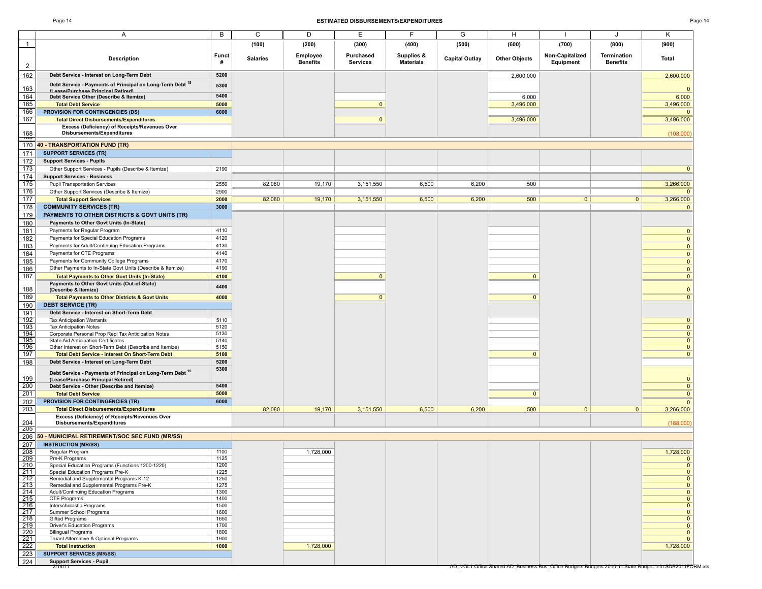## ESTIMATED DISBURSEMENTS/EXPENDITURES

| | A | B | C | D | E | F | G | H | I | J | K |
|---|---|---|---|---|---|---|---|---|---|---|---|
| 1 | | | (100) | (200) | (300) | (400) | (500) | (600) | (700) | (800) | (900) |
| 2 | **Description** | **Funct #** | **Salaries** | **Employee Benefits** | **Purchased Services** | **Supplies & Materials** | **Capital Outlay** | **Other Objects** | **Non-Capitalized Equipment** | **Termination Benefits** | **Total** |
| 162 | **Debt Service - Interest on Long-Term Debt** | **5200** | | | | | | 2,600,000 | | | 2,600,000 |
| 163 | **Debt Service - Payments of Principal on Long-Term Debt [15] (Lease/Purchase Principal Retired)** | **5300** | | | | | | | | | 0 |
| 164 | **Debt Service Other (Describe & Itemize)** | **5400** | | | | | | 6,000 | | | 6,000 |
| 165 | **Total Debt Service** | **5000** | | | 0 | | | 3,496,000 | | | 3,496,000 |
| 166 | **PROVISION FOR CONTINGENCIES (DS)** | **6000** | | | | | | | | | 0 |
| 167 | **Total Direct Disbursements/Expenditures** | | | | 0 | | | 3,496,000 | | | 3,496,000 |
| 168 | **Excess (Deficiency) of Receipts/Revenues Over Disbursements/Expenditures** | | | | | | | | | | (108,000) |
| 170 | **40 - TRANSPORTATION FUND (TR)** | | | | | | | | | | |
| 171 | **SUPPORT SERVICES (TR)** | | | | | | | | | | |
| 172 | **Support Services - Pupils** | | | | | | | | | | |
| 173 | Other Support Services - Pupils (Describe & Itemize) | 2190 | | | | | | | | | 0 |
| 174 | **Support Services - Business** | | | | | | | | | | |
| 175 | Pupil Transportation Services | 2550 | 82,080 | 19,170 | 3,151,550 | 6,500 | 6,200 | 500 | | | 3,266,000 |
| 176 | Other Support Services (Describe & Itemize) | 2900 | | | | | | | | | 0 |
| 177 | **Total Support Services** | **2000** | 82,080 | 19,170 | 3,151,550 | 6,500 | 6,200 | 500 | 0 | 0 | 3,266,000 |
| 178 | **COMMUNITY SERVICES (TR)** | **3000** | | | | | | | | | 0 |
| 179 | **PAYMENTS TO OTHER DISTRICTS & GOVT UNITS (TR)** | | | | | | | | | | |
| 180 | **Payments to Other Govt Units (In-State)** | | | | | | | | | | |
| 181 | Payments for Regular Program | 4110 | | | | | | | | | 0 |
| 182 | Payments for Special Education Programs | 4120 | | | | | | | | | 0 |
| 183 | Payments for Adult/Continuing Education Programs | 4130 | | | | | | | | | 0 |
| 184 | Payments for CTE Programs | 4140 | | | | | | | | | 0 |
| 185 | Payments for Community College Programs | 4170 | | | | | | | | | 0 |
| 186 | Other Payments to In-State Govt Units (Describe & Itemize) | 4190 | | | | | | | | | 0 |
| 187 | **Total Payments to Other Govt Units (In-State)** | **4100** | | | 0 | | | 0 | | | 0 |
| 188 | **Payments to Other Govt Units (Out-of-State) (Describe & Itemize)** | **4400** | | | | | | | | | 0 |
| 189 | **Total Payments to Other Districts & Govt Units** | **4000** | | | 0 | | | 0 | | | 0 |
| 190 | **DEBT SERVICE (TR)** | | | | | | | | | | |
| 191 | **Debt Service - Interest on Short-Term Debt** | | | | | | | | | | |
| 192 | Tax Anticipation Warrants | 5110 | | | | | | | | | 0 |
| 193 | Tax Anticipation Notes | 5120 | | | | | | | | | 0 |
| 194 | Corporate Personal Prop Repl Tax Anticipation Notes | 5130 | | | | | | | | | 0 |
| 195 | State Aid Anticipation Certificates | 5140 | | | | | | | | | 0 |
| 196 | Other Interest on Short-Term Debt (Describe and Itemize) | 5150 | | | | | | | | | 0 |
| 197 | **Total Debt Service - Interest On Short-Term Debt** | **5100** | | | | | | 0 | | | 0 |
| 198 | **Debt Service - Interest on Long-Term Debt** | **5200** | | | | | | | | | |
| 199 | **Debt Service - Payments of Principal on Long-Term Debt [15] (Lease/Purchase Principal Retired)** | **5300** | | | | | | | | | 0 |
| 200 | **Debt Service - Other (Describe and Itemize)** | **5400** | | | | | | | | | 0 |
| 201 | **Total Debt Service** | **5000** | | | | | | 0 | | | 0 |
| 202 | **PROVISION FOR CONTINGENCIES (TR)** | **6000** | | | | | | | | | 0 |
| 203 | **Total Direct Disbursements/Expenditures** | | 82,080 | 19,170 | 3,151,550 | 6,500 | 6,200 | 500 | 0 | 0 | 3,266,000 |
| 204 | **Excess (Deficiency) of Receipts/Revenues Over Disbursements/Expenditures** | | | | | | | | | | (188,000) |
| 206 | **50 - MUNICIPAL RETIREMENT/SOC SEC FUND (MR/SS)** | | | | | | | | | | |
| 207 | **INSTRUCTION (MR/SS)** | | | | | | | | | | |
| 208 | Regular Program | 1100 | | 1,728,000 | | | | | | | 1,728,000 |
| 209 | Pre-K Programs | 1125 | | | | | | | | | 0 |
| 210 | Special Education Programs (Functions 1200-1220) | 1200 | | | | | | | | | 0 |
| 211 | Special Education Programs Pre-K | 1225 | | | | | | | | | 0 |
| 212 | Remedial and Supplemental Programs K-12 | 1250 | | | | | | | | | 0 |
| 213 | Remedial and Supplemental Programs Pre-K | 1275 | | | | | | | | | 0 |
| 214 | Adult/Continuing Education Programs | 1300 | | | | | | | | | 0 |
| 215 | CTE Programs | 1400 | | | | | | | | | 0 |
| 216 | Interscholastic Programs | 1500 | | | | | | | | | 0 |
| 217 | Summer School Programs | 1600 | | | | | | | | | 0 |
| 218 | Gifted Programs | 1650 | | | | | | | | | 0 |
| 219 | Driver's Education Programs | 1700 | | | | | | | | | 0 |
| 220 | Bilingual Programs | 1800 | | | | | | | | | 0 |
| 221 | Truant Alternative & Optional Programs | 1900 | | | | | | | | | 0 |
| 222 | **Total Instruction** | **1000** | | 1,728,000 | | | | | | | 1,728,000 |
| 223 | **SUPPORT SERVICES (MR/SS)** | | | | | | | | | | |
| 224 | **Support Services - Pupil** | | | | | | | | | | |

2/14/11 AD_VOL1:Office Shared:AD_Business:Bus_Office:Budgets:Budgets 2010-11:State Budget Info:SDB2011FORM.xls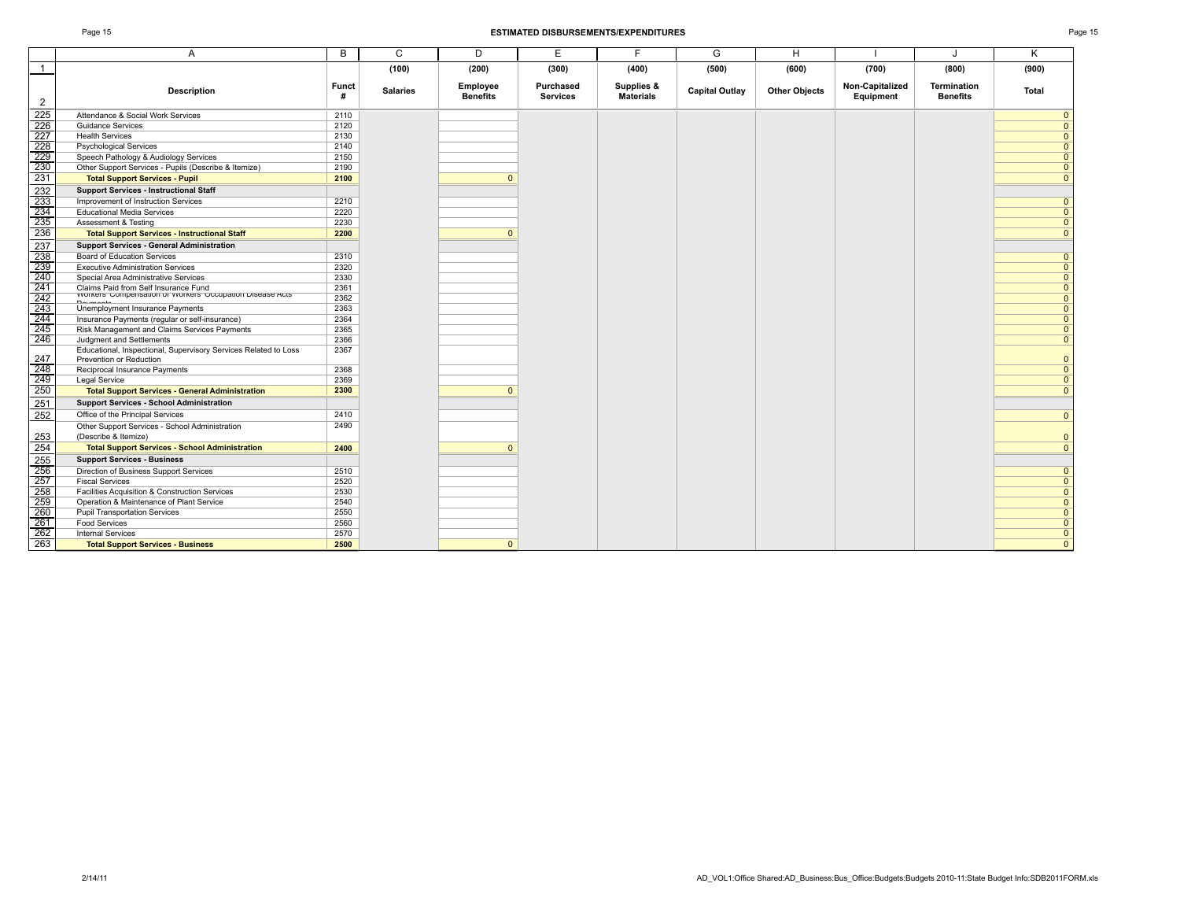## ESTIMATED DISBURSEMENTS/EXPENDITURES

| | A | B | C | D | E | F | G | H | I | J | K |
|---|---|---|---|---|---|---|---|---|---|---|---|
| 1 | | | (100) | (200) | (300) | (400) | (500) | (600) | (700) | (800) | (900) |
| 2 | **Description** | **Funct #** | **Salaries** | **Employee Benefits** | **Purchased Services** | **Supplies & Materials** | **Capital Outlay** | **Other Objects** | **Non-Capitalized Equipment** | **Termination Benefits** | **Total** |
| 225 | Attendance & Social Work Services | 2110 | | | | | | | | | 0 |
| 226 | Guidance Services | 2120 | | | | | | | | | 0 |
| 227 | Health Services | 2130 | | | | | | | | | 0 |
| 228 | Psychological Services | 2140 | | | | | | | | | 0 |
| 229 | Speech Pathology & Audiology Services | 2150 | | | | | | | | | 0 |
| 230 | Other Support Services - Pupils (Describe & Itemize) | 2190 | | | | | | | | | 0 |
| 231 | **Total Support Services - Pupil** | **2100** | | 0 | | | | | | | 0 |
| 232 | **Support Services - Instructional Staff** | | | | | | | | | | |
| 233 | Improvement of Instruction Services | 2210 | | | | | | | | | 0 |
| 234 | Educational Media Services | 2220 | | | | | | | | | 0 |
| 235 | Assessment & Testing | 2230 | | | | | | | | | 0 |
| 236 | **Total Support Services - Instructional Staff** | **2200** | | 0 | | | | | | | 0 |
| 237 | **Support Services - General Administration** | | | | | | | | | | |
| 238 | Board of Education Services | 2310 | | | | | | | | | 0 |
| 239 | Executive Administration Services | 2320 | | | | | | | | | 0 |
| 240 | Special Area Administrative Services | 2330 | | | | | | | | | 0 |
| 241 | Claims Paid from Self Insurance Fund | 2361 | | | | | | | | | 0 |
| 242 | Workers' Compensation or Workers' Occupation Disease Acts Payments | 2362 | | | | | | | | | 0 |
| 243 | Unemployment Insurance Payments | 2363 | | | | | | | | | 0 |
| 244 | Insurance Payments (regular or self-insurance) | 2364 | | | | | | | | | 0 |
| 245 | Risk Management and Claims Services Payments | 2365 | | | | | | | | | 0 |
| 246 | Judgment and Settlements | 2366 | | | | | | | | | 0 |
| 247 | Educational, Inspectional, Supervisory Services Related to Loss Prevention or Reduction | 2367 | | | | | | | | | 0 |
| 248 | Reciprocal Insurance Payments | 2368 | | | | | | | | | 0 |
| 249 | Legal Service | 2369 | | | | | | | | | 0 |
| 250 | **Total Support Services - General Administration** | **2300** | | 0 | | | | | | | 0 |
| 251 | **Support Services - School Administration** | | | | | | | | | | |
| 252 | Office of the Principal Services | 2410 | | | | | | | | | 0 |
| 253 | Other Support Services - School Administration (Describe & Itemize) | 2490 | | | | | | | | | 0 |
| 254 | **Total Support Services - School Administration** | **2400** | | 0 | | | | | | | 0 |
| 255 | **Support Services - Business** | | | | | | | | | | |
| 256 | Direction of Business Support Services | 2510 | | | | | | | | | 0 |
| 257 | Fiscal Services | 2520 | | | | | | | | | 0 |
| 258 | Facilities Acquisition & Construction Services | 2530 | | | | | | | | | 0 |
| 259 | Operation & Maintenance of Plant Service | 2540 | | | | | | | | | 0 |
| 260 | Pupil Transportation Services | 2550 | | | | | | | | | 0 |
| 261 | Food Services | 2560 | | | | | | | | | 0 |
| 262 | Internal Services | 2570 | | | | | | | | | 0 |
| 263 | **Total Support Services - Business** | **2500** | | 0 | | | | | | | 0 |

2/14/11 AD_VOL1:Office Shared:AD_Business:Bus_Office:Budgets:Budgets 2010-11:State Budget Info:SDB2011FORM.xls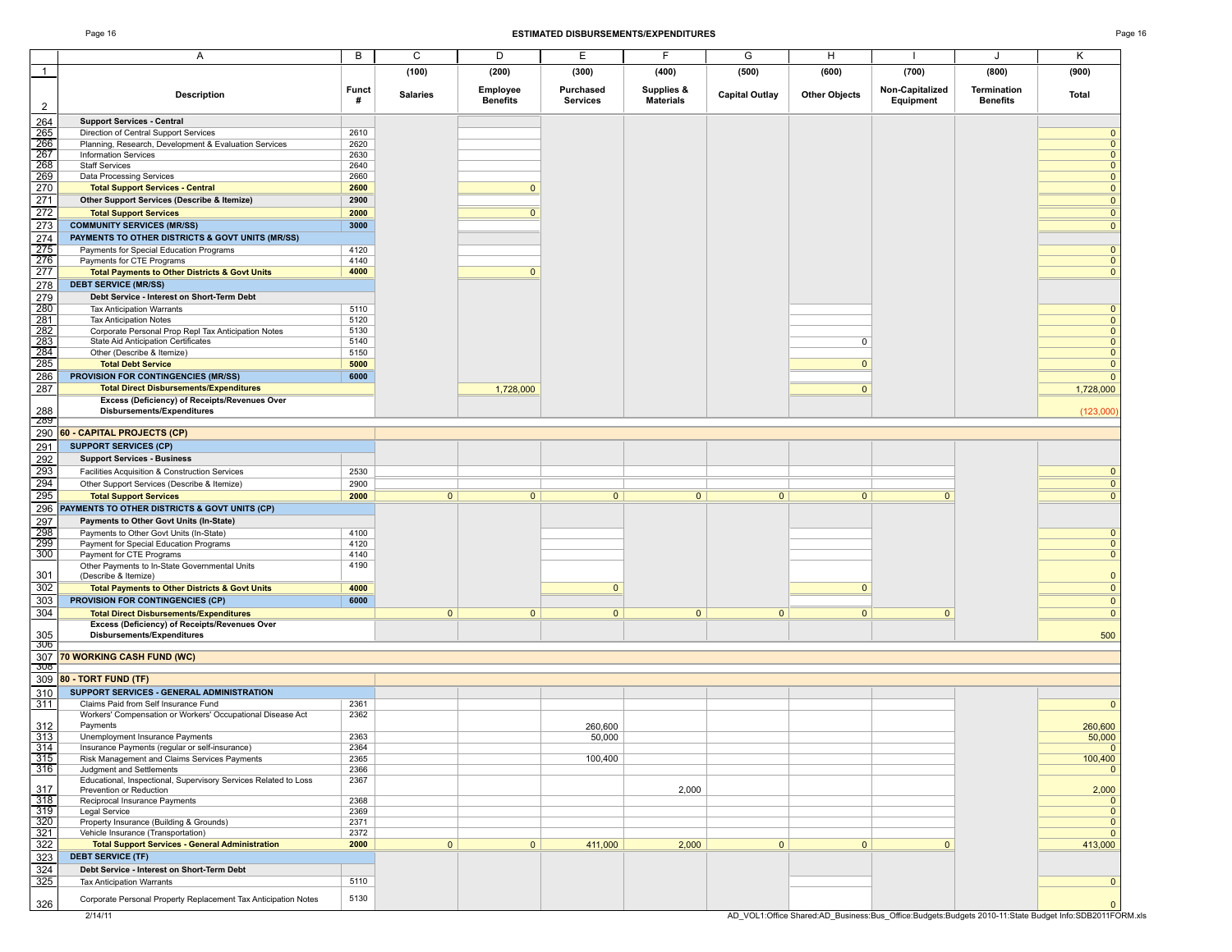# ESTIMATED DISBURSEMENTS/EXPENDITURES

| | A | B | C | D | E | F | G | H | I | J | K |
|---|---|---|---|---|---|---|---|---|---|---|---|
| 1 | | | (100) | (200) | (300) | (400) | (500) | (600) | (700) | (800) | (900) |
| 2 | Description | Funct # | Salaries | Employee Benefits | Purchased Services | Supplies & Materials | Capital Outlay | Other Objects | Non-Capitalized Equipment | Termination Benefits | Total |
| 264 | **Support Services - Central** | | | | | | | | | | |
| 265 | Direction of Central Support Services | 2610 | | | | | | | | | 0 |
| 266 | Planning, Research, Development & Evaluation Services | 2620 | | | | | | | | | 0 |
| 267 | Information Services | 2630 | | | | | | | | | 0 |
| 268 | Staff Services | 2640 | | | | | | | | | 0 |
| 269 | Data Processing Services | 2660 | | | | | | | | | 0 |
| 270 | **Total Support Services - Central** | **2600** | | 0 | | | | | | | 0 |
| 271 | **Other Support Services (Describe & Itemize)** | **2900** | | | | | | | | | 0 |
| 272 | **Total Support Services** | **2000** | | 0 | | | | | | | 0 |
| 273 | **COMMUNITY SERVICES (MR/SS)** | **3000** | | | | | | | | | 0 |
| 274 | **PAYMENTS TO OTHER DISTRICTS & GOVT UNITS (MR/SS)** | | | | | | | | | | |
| 275 | Payments for Special Education Programs | 4120 | | | | | | | | | 0 |
| 276 | Payments for CTE Programs | 4140 | | | | | | | | | 0 |
| 277 | **Total Payments to Other Districts & Govt Units** | **4000** | | 0 | | | | | | | 0 |
| 278 | **DEBT SERVICE (MR/SS)** | | | | | | | | | | |
| 279 | **Debt Service - Interest on Short-Term Debt** | | | | | | | | | | |
| 280 | Tax Anticipation Warrants | 5110 | | | | | | | | | 0 |
| 281 | Tax Anticipation Notes | 5120 | | | | | | | | | 0 |
| 282 | Corporate Personal Prop Repl Tax Anticipation Notes | 5130 | | | | | | | | | 0 |
| 283 | State Aid Anticipation Certificates | 5140 | | | | | | 0 | | | 0 |
| 284 | Other (Describe & Itemize) | 5150 | | | | | | | | | 0 |
| 285 | **Total Debt Service** | **5000** | | | | | | 0 | | | 0 |
| 286 | **PROVISION FOR CONTINGENCIES (MR/SS)** | **6000** | | | | | | | | | 0 |
| 287 | **Total Direct Disbursements/Expenditures** | | | 1,728,000 | | | | 0 | | | 1,728,000 |
| 288 | **Excess (Deficiency) of Receipts/Revenues Over Disbursements/Expenditures** | | | | | | | | | | (123,000) |
| 290 | **60 - CAPITAL PROJECTS (CP)** | | | | | | | | | | |
| 291 | **SUPPORT SERVICES (CP)** | | | | | | | | | | |
| 292 | **Support Services - Business** | | | | | | | | | | |
| 293 | Facilities Acquisition & Construction Services | 2530 | | | | | | | | | 0 |
| 294 | Other Support Services (Describe & Itemize) | 2900 | | | | | | | | | 0 |
| 295 | **Total Support Services** | **2000** | 0 | 0 | 0 | 0 | 0 | 0 | 0 | | 0 |
| 296 | **PAYMENTS TO OTHER DISTRICTS & GOVT UNITS (CP)** | | | | | | | | | | |
| 297 | **Payments to Other Govt Units (In-State)** | | | | | | | | | | |
| 298 | Payments to Other Govt Units (In-State) | 4100 | | | | | | | | | 0 |
| 299 | Payment for Special Education Programs | 4120 | | | | | | | | | 0 |
| 300 | Payment for CTE Programs | 4140 | | | | | | | | | 0 |
| 301 | Other Payments to In-State Governmental Units (Describe & Itemize) | 4190 | | | | | | | | | 0 |
| 302 | **Total Payments to Other Districts & Govt Units** | **4000** | | | 0 | | | 0 | | | 0 |
| 303 | **PROVISION FOR CONTINGENCIES (CP)** | **6000** | | | | | | | | | 0 |
| 304 | **Total Direct Disbursements/Expenditures** | | 0 | 0 | 0 | 0 | 0 | 0 | 0 | | 0 |
| 305 | **Excess (Deficiency) of Receipts/Revenues Over Disbursements/Expenditures** | | | | | | | | | | 500 |
| 307 | **70 WORKING CASH FUND (WC)** | | | | | | | | | | |
| 309 | **80 - TORT FUND (TF)** | | | | | | | | | | |
| 310 | **SUPPORT SERVICES - GENERAL ADMINISTRATION** | | | | | | | | | | |
| 311 | Claims Paid from Self Insurance Fund | 2361 | | | | | | | | | 0 |
| 312 | Workers' Compensation or Workers' Occupational Disease Act Payments | 2362 | | | 260,600 | | | | | | 260,600 |
| 313 | Unemployment Insurance Payments | 2363 | | | 50,000 | | | | | | 50,000 |
| 314 | Insurance Payments (regular or self-insurance) | 2364 | | | | | | | | | 0 |
| 315 | Risk Management and Claims Services Payments | 2365 | | | 100,400 | | | | | | 100,400 |
| 316 | Judgment and Settlements | 2366 | | | | | | | | | 0 |
| 317 | Educational, Inspectional, Supervisory Services Related to Loss Prevention or Reduction | 2367 | | | | 2,000 | | | | | 2,000 |
| 318 | Reciprocal Insurance Payments | 2368 | | | | | | | | | 0 |
| 319 | Legal Service | 2369 | | | | | | | | | 0 |
| 320 | Property Insurance (Building & Grounds) | 2371 | | | | | | | | | 0 |
| 321 | Vehicle Insurance (Transportation) | 2372 | | | | | | | | | 0 |
| 322 | **Total Support Services - General Administration** | **2000** | 0 | 0 | 411,000 | 2,000 | 0 | 0 | 0 | | 413,000 |
| 323 | **DEBT SERVICE (TF)** | | | | | | | | | | |
| 324 | **Debt Service - Interest on Short-Term Debt** | | | | | | | | | | |
| 325 | Tax Anticipation Warrants | 5110 | | | | | | | | | 0 |
| 326 | Corporate Personal Property Replacement Tax Anticipation Notes | 5130 | | | | | | | | | 0 |

2/14/11

AD_VOL1:Office Shared:AD_Business:Bus_Office:Budgets:Budgets 2010-11:State Budget Info:SDB2011FORM.xls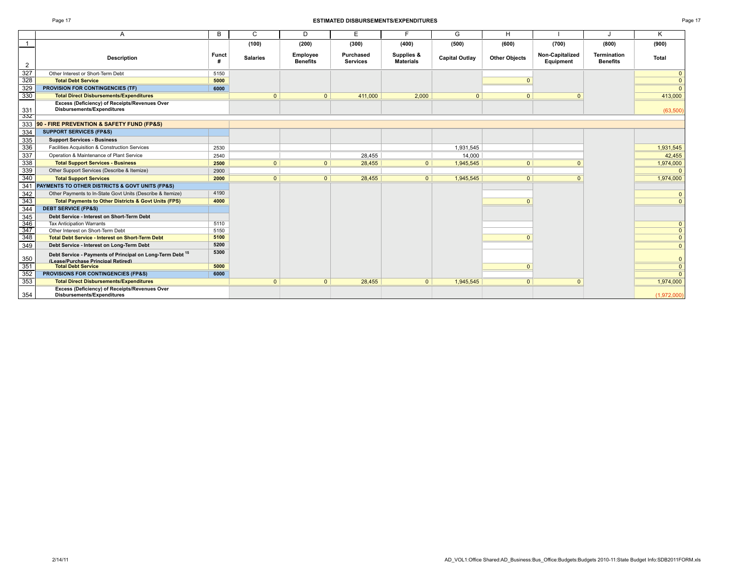## ESTIMATED DISBURSEMENTS/EXPENDITURES

| | A | B | C | D | E | F | G | H | I | J | K |
|---|---|---|---|---|---|---|---|---|---|---|---|
| 1 | | | (100) | (200) | (300) | (400) | (500) | (600) | (700) | (800) | (900) |
| 2 | **Description** | **Funct #** | **Salaries** | **Employee Benefits** | **Purchased Services** | **Supplies & Materials** | **Capital Outlay** | **Other Objects** | **Non-Capitalized Equipment** | **Termination Benefits** | **Total** |
| 327 | Other Interest or Short-Term Debt | 5150 | | | | | | | | | 0 |
| 328 | **Total Debt Service** | **5000** | | | | | | 0 | | | 0 |
| 329 | **PROVISION FOR CONTINGENCIES (TF)** | **6000** | | | | | | | | | 0 |
| 330 | **Total Direct Disbursements/Expenditures** | | 0 | 0 | 411,000 | 2,000 | 0 | 0 | 0 | | 413,000 |
| 331 | **Excess (Deficiency) of Receipts/Revenues Over Disbursements/Expenditures** | | | | | | | | | | (63,500) |
| 332 | | | | | | | | | | | |
| 333 | **90 - FIRE PREVENTION & SAFETY FUND (FP&S)** | | | | | | | | | | |
| 334 | **SUPPORT SERVICES (FP&S)** | | | | | | | | | | |
| 335 | **Support Services - Business** | | | | | | | | | | |
| 336 | Facilities Acquisition & Construction Services | 2530 | | | | | 1,931,545 | | | | 1,931,545 |
| 337 | Operation & Maintenance of Plant Service | 2540 | | | 28,455 | | 14,000 | | | | 42,455 |
| 338 | **Total Support Services - Business** | **2500** | 0 | 0 | 28,455 | 0 | 1,945,545 | 0 | 0 | | 1,974,000 |
| 339 | Other Support Services (Describe & Itemize) | 2900 | | | | | | | | | 0 |
| 340 | **Total Support Services** | **2000** | 0 | 0 | 28,455 | 0 | 1,945,545 | 0 | 0 | | 1,974,000 |
| 341 | **PAYMENTS TO OTHER DISTRICTS & GOVT UNITS (FP&S)** | | | | | | | | | | |
| 342 | Other Payments to In-State Govt Units (Describe & Itemize) | 4190 | | | | | | | | | 0 |
| 343 | **Total Payments to Other Districts & Govt Units (FPS)** | **4000** | | | | | | 0 | | | 0 |
| 344 | **DEBT SERVICE (FP&S)** | | | | | | | | | | |
| 345 | **Debt Service - Interest on Short-Term Debt** | | | | | | | | | | |
| 346 | Tax Anticipation Warrants | 5110 | | | | | | | | | 0 |
| 347 | Other Interest on Short-Term Debt | 5150 | | | | | | | | | 0 |
| 348 | **Total Debt Service - Interest on Short-Term Debt** | **5100** | | | | | | 0 | | | 0 |
| 349 | **Debt Service - Interest on Long-Term Debt** | **5200** | | | | | | | | | 0 |
| 350 | **Debt Service - Payments of Principal on Long-Term Debt [15] (Lease/Purchase Principal Retired)** | **5300** | | | | | | | | | 0 |
| 351 | **Total Debt Service** | **5000** | | | | | | 0 | | | 0 |
| 352 | **PROVISIONS FOR CONTINGENCIES (FP&S)** | **6000** | | | | | | | | | 0 |
| 353 | **Total Direct Disbursements/Expenditures** | | 0 | 0 | 28,455 | 0 | 1,945,545 | 0 | 0 | | 1,974,000 |
| 354 | **Excess (Deficiency) of Receipts/Revenues Over Disbursements/Expenditures** | | | | | | | | | | (1,972,000) |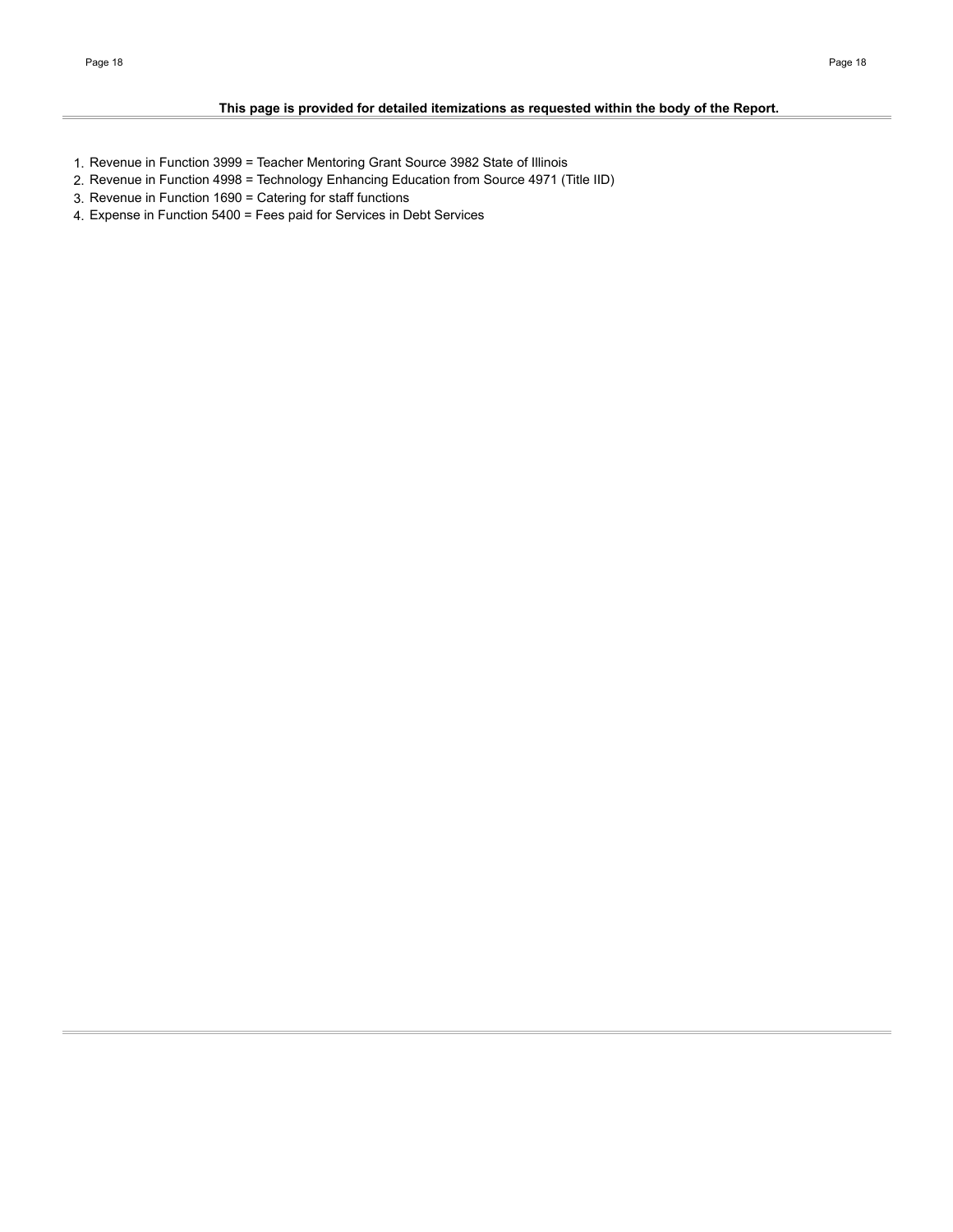**This page is provided for detailed itemizations as requested within the body of the Report.**

1. Revenue in Function 3999 = Teacher Mentoring Grant Source 3982 State of Illinois
2. Revenue in Function 4998 = Technology Enhancing Education from Source 4971 (Title IID)
3. Revenue in Function 1690 = Catering for staff functions
4. Expense in Function 5400 = Fees paid for Services in Debt Services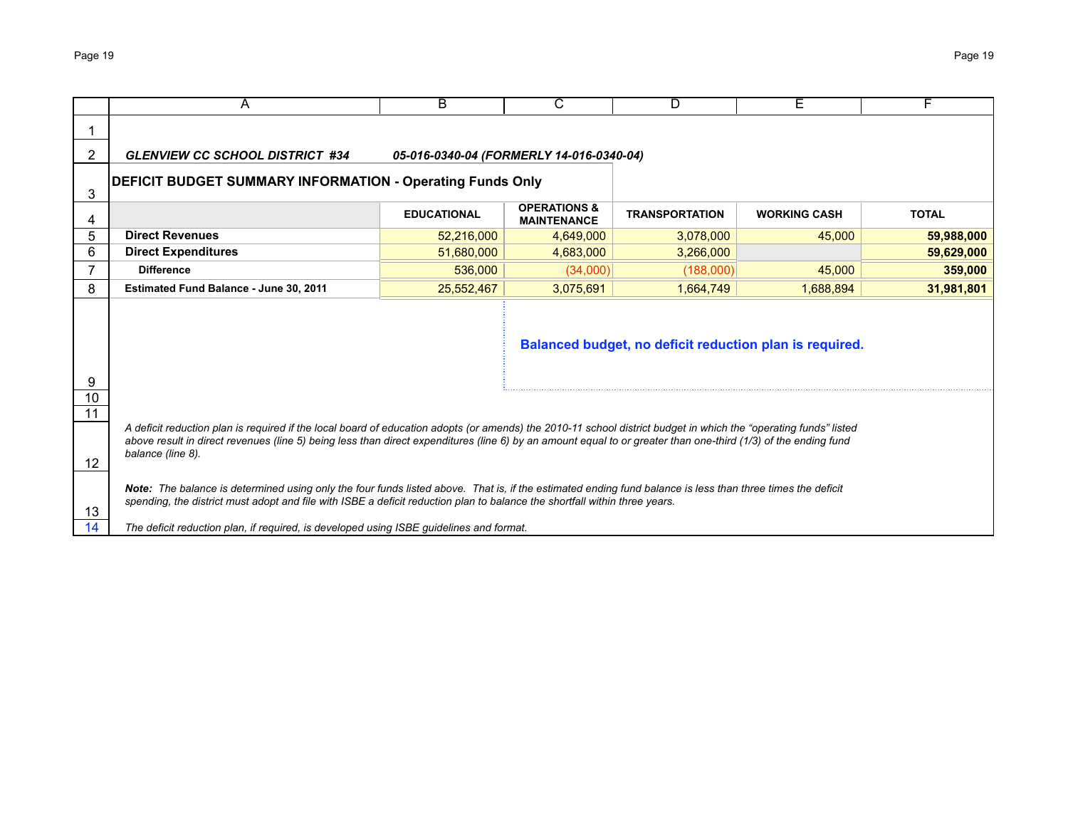***GLENVIEW CC SCHOOL DISTRICT #34*** ***05-016-0340-04 (FORMERLY 14-016-0340-04)***

## DEFICIT BUDGET SUMMARY INFORMATION - Operating Funds Only

| | EDUCATIONAL | OPERATIONS & MAINTENANCE | TRANSPORTATION | WORKING CASH | TOTAL |
|---|---|---|---|---|---|
| **Direct Revenues** | 52,216,000 | 4,649,000 | 3,078,000 | 45,000 | **59,988,000** |
| **Direct Expenditures** | 51,680,000 | 4,683,000 | 3,266,000 | | **59,629,000** |
| **Difference** | 536,000 | (34,000) | (188,000) | 45,000 | **359,000** |
| **Estimated Fund Balance - June 30, 2011** | 25,552,467 | 3,075,691 | 1,664,749 | 1,688,894 | **31,981,801** |

**Balanced budget, no deficit reduction plan is required.**

*A deficit reduction plan is required if the local board of education adopts (or amends) the 2010-11 school district budget in which the "operating funds" listed above result in direct revenues (line 5) being less than direct expenditures (line 6) by an amount equal to or greater than one-third (1/3) of the ending fund balance (line 8).*

***Note:*** *The balance is determined using only the four funds listed above. That is, if the estimated ending fund balance is less than three times the deficit spending, the district must adopt and file with ISBE a deficit reduction plan to balance the shortfall within three years.*

*The deficit reduction plan, if required, is developed using ISBE guidelines and format.*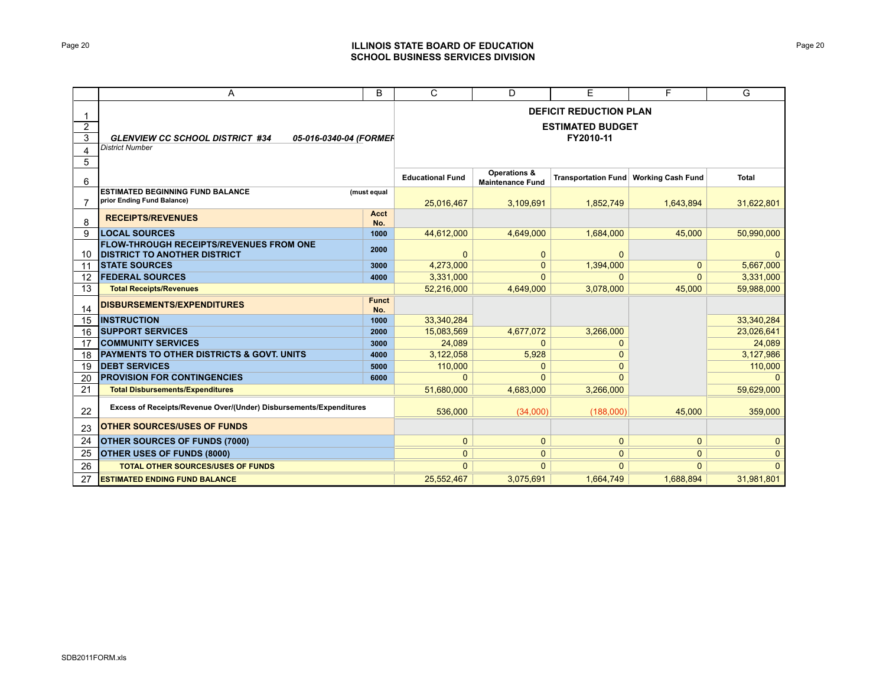**ILLINOIS STATE BOARD OF EDUCATION**
**SCHOOL BUSINESS SERVICES DIVISION**

| | A | B | C | D | E | F | G |
|---|---|---|---|---|---|---|---|
| 1 | | | **DEFICIT REDUCTION PLAN** | | | | |
| 2 | | | **ESTIMATED BUDGET** | | | | |
| 3 | ***GLENVIEW CC SCHOOL DISTRICT #34*** ***05-016-0340-04 (FORMER*** | | **FY2010-11** | | | | |
| 4 | *District Number* | | | | | | |
| 5 | | | | | | | |
| 6 | | | **Educational Fund** | **Operations & Maintenance Fund** | **Transportation Fund** | **Working Cash Fund** | **Total** |
| 7 | **ESTIMATED BEGINNING FUND BALANCE prior Ending Fund Balance)** | **(must equal** | 25,016,467 | 3,109,691 | 1,852,749 | 1,643,894 | 31,622,801 |
| 8 | **RECEIPTS/REVENUES** | **Acct No.** | | | | | |
| 9 | **LOCAL SOURCES** | **1000** | 44,612,000 | 4,649,000 | 1,684,000 | 45,000 | 50,990,000 |
| 10 | **FLOW-THROUGH RECEIPTS/REVENUES FROM ONE DISTRICT TO ANOTHER DISTRICT** | **2000** | 0 | 0 | 0 | | 0 |
| 11 | **STATE SOURCES** | **3000** | 4,273,000 | 0 | 1,394,000 | 0 | 5,667,000 |
| 12 | **FEDERAL SOURCES** | **4000** | 3,331,000 | 0 | 0 | 0 | 3,331,000 |
| 13 | **Total Receipts/Revenues** | | 52,216,000 | 4,649,000 | 3,078,000 | 45,000 | 59,988,000 |
| 14 | **DISBURSEMENTS/EXPENDITURES** | **Funct No.** | | | | | |
| 15 | **INSTRUCTION** | **1000** | 33,340,284 | | | | 33,340,284 |
| 16 | **SUPPORT SERVICES** | **2000** | 15,083,569 | 4,677,072 | 3,266,000 | | 23,026,641 |
| 17 | **COMMUNITY SERVICES** | **3000** | 24,089 | 0 | 0 | | 24,089 |
| 18 | **PAYMENTS TO OTHER DISTRICTS & GOVT. UNITS** | **4000** | 3,122,058 | 5,928 | 0 | | 3,127,986 |
| 19 | **DEBT SERVICES** | **5000** | 110,000 | 0 | 0 | | 110,000 |
| 20 | **PROVISION FOR CONTINGENCIES** | **6000** | 0 | 0 | 0 | | 0 |
| 21 | **Total Disbursements/Expenditures** | | 51,680,000 | 4,683,000 | 3,266,000 | | 59,629,000 |
| 22 | **Excess of Receipts/Revenue Over/(Under) Disbursements/Expenditures** | | 536,000 | (34,000) | (188,000) | 45,000 | 359,000 |
| 23 | **OTHER SOURCES/USES OF FUNDS** | | | | | | |
| 24 | **OTHER SOURCES OF FUNDS (7000)** | | 0 | 0 | 0 | 0 | 0 |
| 25 | **OTHER USES OF FUNDS (8000)** | | 0 | 0 | 0 | 0 | 0 |
| 26 | **TOTAL OTHER SOURCES/USES OF FUNDS** | | 0 | 0 | 0 | 0 | 0 |
| 27 | **ESTIMATED ENDING FUND BALANCE** | | 25,552,467 | 3,075,691 | 1,664,749 | 1,688,894 | 31,981,801 |

SDB2011FORM.xls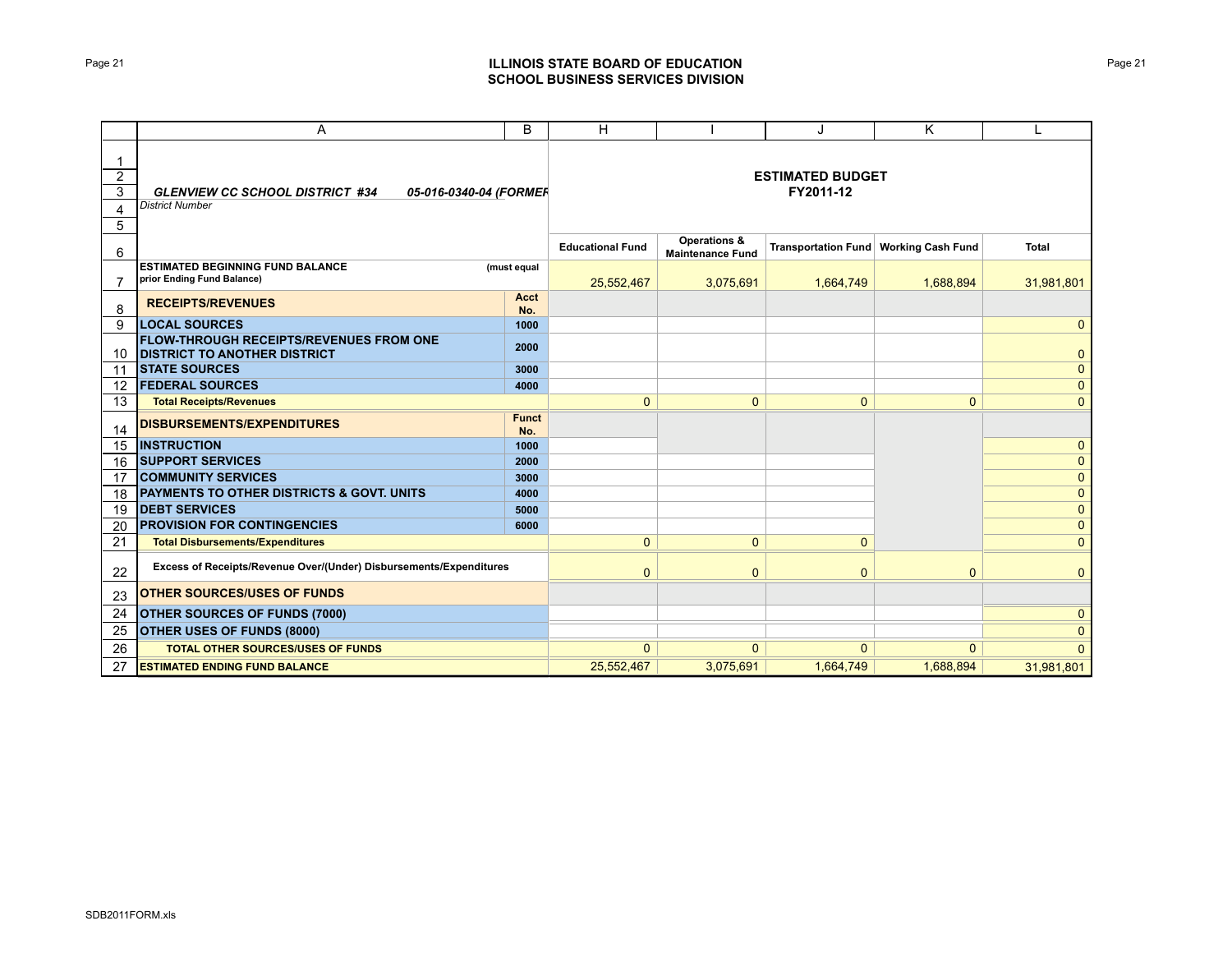# ILLINOIS STATE BOARD OF EDUCATION
## SCHOOL BUSINESS SERVICES DIVISION

| | A | B | H | I | J | K | L |
|---|---|---|---|---|---|---|---|
| 1-5 | ***GLENVIEW CC SCHOOL DISTRICT #34*** ***05-016-0340-04 (FORMER*** *District Number* | | **ESTIMATED BUDGET FY2011-12** | | | | |
| 6 | | | **Educational Fund** | **Operations & Maintenance Fund** | **Transportation Fund** | **Working Cash Fund** | **Total** |
| 7 | **ESTIMATED BEGINNING FUND BALANCE prior Ending Fund Balance)** | **(must equal** | 25,552,467 | 3,075,691 | 1,664,749 | 1,688,894 | 31,981,801 |
| 8 | **RECEIPTS/REVENUES** | **Acct No.** | | | | | |
| 9 | **LOCAL SOURCES** | **1000** | | | | | 0 |
| 10 | **FLOW-THROUGH RECEIPTS/REVENUES FROM ONE DISTRICT TO ANOTHER DISTRICT** | **2000** | | | | | 0 |
| 11 | **STATE SOURCES** | **3000** | | | | | 0 |
| 12 | **FEDERAL SOURCES** | **4000** | | | | | 0 |
| 13 | **Total Receipts/Revenues** | | 0 | 0 | 0 | 0 | 0 |
| 14 | **DISBURSEMENTS/EXPENDITURES** | **Funct No.** | | | | | |
| 15 | **INSTRUCTION** | **1000** | | | | | 0 |
| 16 | **SUPPORT SERVICES** | **2000** | | | | | 0 |
| 17 | **COMMUNITY SERVICES** | **3000** | | | | | 0 |
| 18 | **PAYMENTS TO OTHER DISTRICTS & GOVT. UNITS** | **4000** | | | | | 0 |
| 19 | **DEBT SERVICES** | **5000** | | | | | 0 |
| 20 | **PROVISION FOR CONTINGENCIES** | **6000** | | | | | 0 |
| 21 | **Total Disbursements/Expenditures** | | 0 | 0 | 0 | | 0 |
| 22 | **Excess of Receipts/Revenue Over/(Under) Disbursements/Expenditures** | | 0 | 0 | 0 | 0 | 0 |
| 23 | **OTHER SOURCES/USES OF FUNDS** | | | | | | |
| 24 | **OTHER SOURCES OF FUNDS (7000)** | | | | | | 0 |
| 25 | **OTHER USES OF FUNDS (8000)** | | | | | | 0 |
| 26 | **TOTAL OTHER SOURCES/USES OF FUNDS** | | 0 | 0 | 0 | 0 | 0 |
| 27 | **ESTIMATED ENDING FUND BALANCE** | | 25,552,467 | 3,075,691 | 1,664,749 | 1,688,894 | 31,981,801 |

SDB2011FORM.xls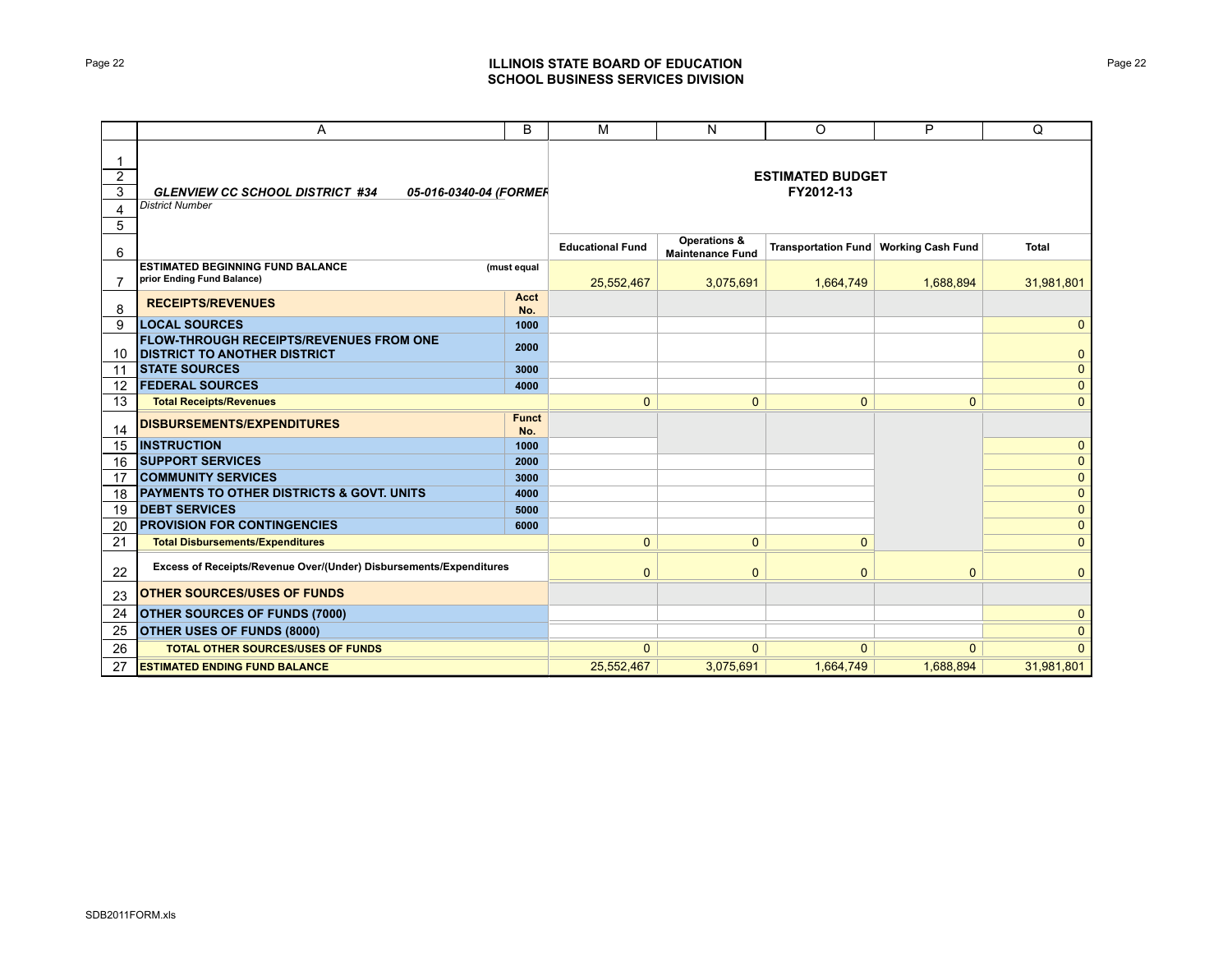**ILLINOIS STATE BOARD OF EDUCATION**
**SCHOOL BUSINESS SERVICES DIVISION**

| | A | B | M | N | O | P | Q |
|---|---|---|---|---|---|---|---|
| 1 | | | | | | | |
| 2 | | | **ESTIMATED BUDGET** | | | | |
| 3 | ***GLENVIEW CC SCHOOL DISTRICT #34 05-016-0340-04 (FORMER*** | | **FY2012-13** | | | | |
| 4 | *District Number* | | | | | | |
| 5 | | | | | | | |
| 6 | | | **Educational Fund** | **Operations & Maintenance Fund** | **Transportation Fund** | **Working Cash Fund** | **Total** |
| 7 | **ESTIMATED BEGINNING FUND BALANCE prior Ending Fund Balance)** | **(must equal** | 25,552,467 | 3,075,691 | 1,664,749 | 1,688,894 | 31,981,801 |
| 8 | **RECEIPTS/REVENUES** | **Acct No.** | | | | | |
| 9 | **LOCAL SOURCES** | **1000** | | | | | 0 |
| 10 | **FLOW-THROUGH RECEIPTS/REVENUES FROM ONE DISTRICT TO ANOTHER DISTRICT** | **2000** | | | | | 0 |
| 11 | **STATE SOURCES** | **3000** | | | | | 0 |
| 12 | **FEDERAL SOURCES** | **4000** | | | | | 0 |
| 13 | **Total Receipts/Revenues** | | 0 | 0 | 0 | 0 | 0 |
| 14 | **DISBURSEMENTS/EXPENDITURES** | **Funct No.** | | | | | |
| 15 | **INSTRUCTION** | **1000** | | | | | 0 |
| 16 | **SUPPORT SERVICES** | **2000** | | | | | 0 |
| 17 | **COMMUNITY SERVICES** | **3000** | | | | | 0 |
| 18 | **PAYMENTS TO OTHER DISTRICTS & GOVT. UNITS** | **4000** | | | | | 0 |
| 19 | **DEBT SERVICES** | **5000** | | | | | 0 |
| 20 | **PROVISION FOR CONTINGENCIES** | **6000** | | | | | 0 |
| 21 | **Total Disbursements/Expenditures** | | 0 | 0 | 0 | | 0 |
| 22 | **Excess of Receipts/Revenue Over/(Under) Disbursements/Expenditures** | | 0 | 0 | 0 | 0 | 0 |
| 23 | **OTHER SOURCES/USES OF FUNDS** | | | | | | |
| 24 | **OTHER SOURCES OF FUNDS (7000)** | | | | | | 0 |
| 25 | **OTHER USES OF FUNDS (8000)** | | | | | | 0 |
| 26 | **TOTAL OTHER SOURCES/USES OF FUNDS** | | 0 | 0 | 0 | 0 | 0 |
| 27 | **ESTIMATED ENDING FUND BALANCE** | | 25,552,467 | 3,075,691 | 1,664,749 | 1,688,894 | 31,981,801 |

SDB2011FORM.xls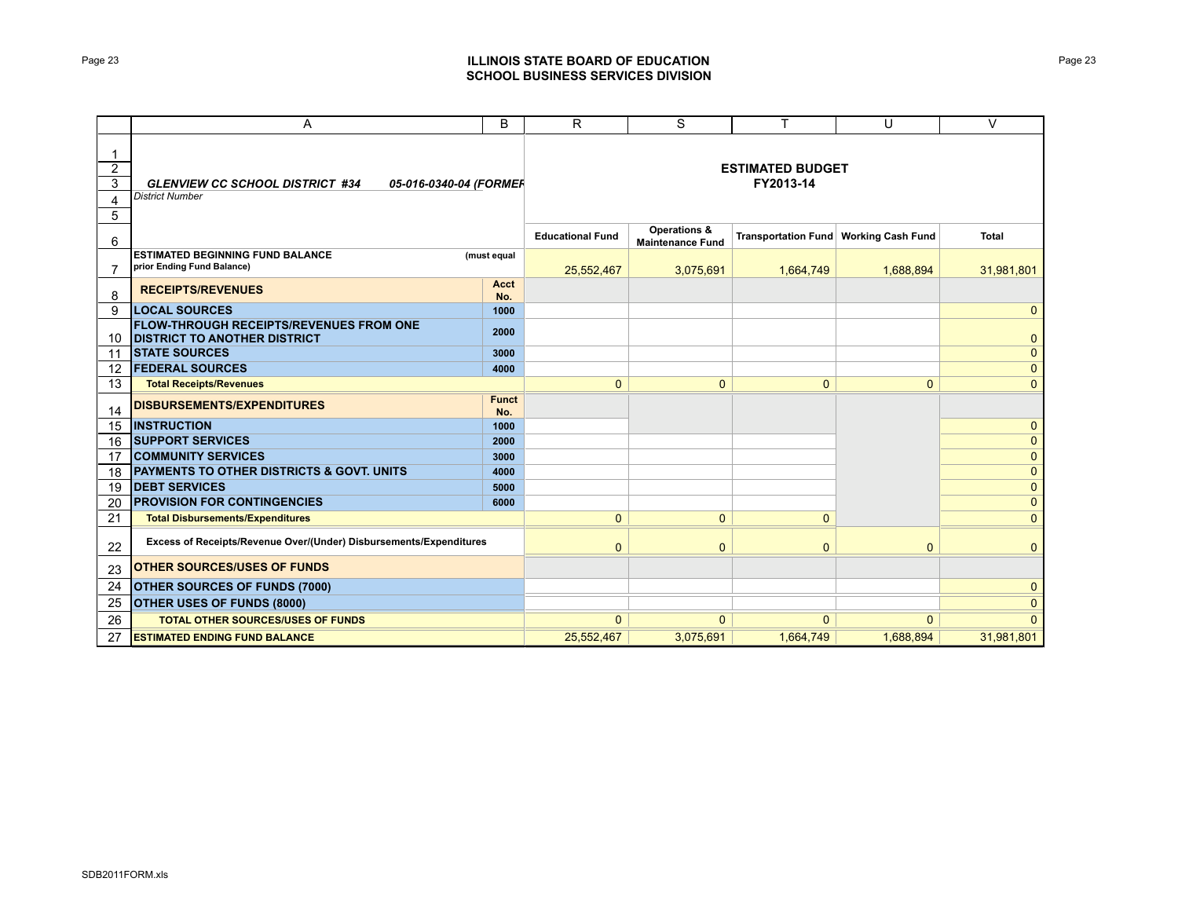# ILLINOIS STATE BOARD OF EDUCATION
## SCHOOL BUSINESS SERVICES DIVISION

*GLENVIEW CC SCHOOL DISTRICT #34* *05-016-0340-04 (FORMER*
*District Number*

**ESTIMATED BUDGET**
**FY2013-14**

| | A | B | R | S | T | U | V |
|---|---|---|---|---|---|---|---|
| 6 | | | Educational Fund | Operations & Maintenance Fund | Transportation Fund | Working Cash Fund | Total |
| 7 | ESTIMATED BEGINNING FUND BALANCE prior Ending Fund Balance) | (must equal | 25,552,467 | 3,075,691 | 1,664,749 | 1,688,894 | 31,981,801 |
| 8 | RECEIPTS/REVENUES | Acct No. | | | | | |
| 9 | LOCAL SOURCES | 1000 | | | | | 0 |
| 10 | FLOW-THROUGH RECEIPTS/REVENUES FROM ONE DISTRICT TO ANOTHER DISTRICT | 2000 | | | | | 0 |
| 11 | STATE SOURCES | 3000 | | | | | 0 |
| 12 | FEDERAL SOURCES | 4000 | | | | | 0 |
| 13 | Total Receipts/Revenues | | 0 | 0 | 0 | 0 | 0 |
| 14 | DISBURSEMENTS/EXPENDITURES | Funct No. | | | | | |
| 15 | INSTRUCTION | 1000 | | | | | 0 |
| 16 | SUPPORT SERVICES | 2000 | | | | | 0 |
| 17 | COMMUNITY SERVICES | 3000 | | | | | 0 |
| 18 | PAYMENTS TO OTHER DISTRICTS & GOVT. UNITS | 4000 | | | | | 0 |
| 19 | DEBT SERVICES | 5000 | | | | | 0 |
| 20 | PROVISION FOR CONTINGENCIES | 6000 | | | | | 0 |
| 21 | Total Disbursements/Expenditures | | 0 | 0 | 0 | | 0 |
| 22 | Excess of Receipts/Revenue Over/(Under) Disbursements/Expenditures | | 0 | 0 | 0 | 0 | 0 |
| 23 | OTHER SOURCES/USES OF FUNDS | | | | | | |
| 24 | OTHER SOURCES OF FUNDS (7000) | | | | | | 0 |
| 25 | OTHER USES OF FUNDS (8000) | | | | | | 0 |
| 26 | TOTAL OTHER SOURCES/USES OF FUNDS | | 0 | 0 | 0 | 0 | 0 |
| 27 | ESTIMATED ENDING FUND BALANCE | | 25,552,467 | 3,075,691 | 1,664,749 | 1,688,894 | 31,981,801 |

SDB2011FORM.xls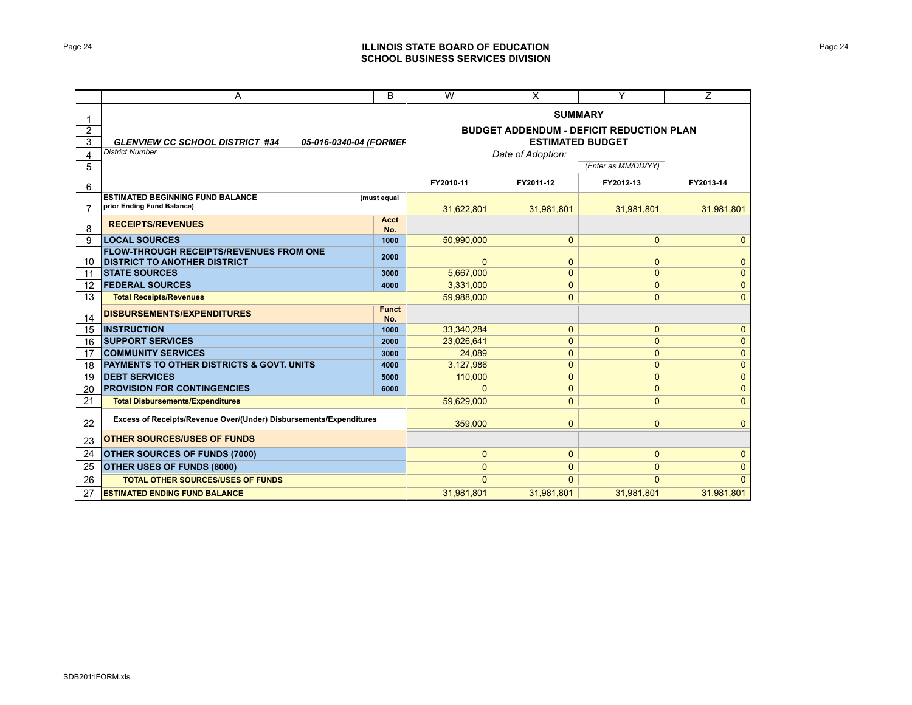# ILLINOIS STATE BOARD OF EDUCATION
## SCHOOL BUSINESS SERVICES DIVISION

| | A | B | W | X | Y | Z |
|---|---|---|---|---|---|---|
| 1 | | | **SUMMARY** | | | |
| 2 | | | **BUDGET ADDENDUM - DEFICIT REDUCTION PLAN** | | | |
| 3 | ***GLENVIEW CC SCHOOL DISTRICT #34*** ***05-016-0340-04 (FORMER*** | | **ESTIMATED BUDGET** | | | |
| 4 | *District Number* | | *Date of Adoption:* | | | |
| 5 | | | | | *(Enter as MM/DD/YY)* | |
| 6 | | | **FY2010-11** | **FY2011-12** | **FY2012-13** | **FY2013-14** |
| 7 | **ESTIMATED BEGINNING FUND BALANCE prior Ending Fund Balance)** | **(must equal** | 31,622,801 | 31,981,801 | 31,981,801 | 31,981,801 |
| 8 | **RECEIPTS/REVENUES** | **Acct No.** | | | | |
| 9 | **LOCAL SOURCES** | **1000** | 50,990,000 | 0 | 0 | 0 |
| 10 | **FLOW-THROUGH RECEIPTS/REVENUES FROM ONE DISTRICT TO ANOTHER DISTRICT** | **2000** | 0 | 0 | 0 | 0 |
| 11 | **STATE SOURCES** | **3000** | 5,667,000 | 0 | 0 | 0 |
| 12 | **FEDERAL SOURCES** | **4000** | 3,331,000 | 0 | 0 | 0 |
| 13 | **Total Receipts/Revenues** | | 59,988,000 | 0 | 0 | 0 |
| 14 | **DISBURSEMENTS/EXPENDITURES** | **Funct No.** | | | | |
| 15 | **INSTRUCTION** | **1000** | 33,340,284 | 0 | 0 | 0 |
| 16 | **SUPPORT SERVICES** | **2000** | 23,026,641 | 0 | 0 | 0 |
| 17 | **COMMUNITY SERVICES** | **3000** | 24,089 | 0 | 0 | 0 |
| 18 | **PAYMENTS TO OTHER DISTRICTS & GOVT. UNITS** | **4000** | 3,127,986 | 0 | 0 | 0 |
| 19 | **DEBT SERVICES** | **5000** | 110,000 | 0 | 0 | 0 |
| 20 | **PROVISION FOR CONTINGENCIES** | **6000** | 0 | 0 | 0 | 0 |
| 21 | **Total Disbursements/Expenditures** | | 59,629,000 | 0 | 0 | 0 |
| 22 | **Excess of Receipts/Revenue Over/(Under) Disbursements/Expenditures** | | 359,000 | 0 | 0 | 0 |
| 23 | **OTHER SOURCES/USES OF FUNDS** | | | | | |
| 24 | **OTHER SOURCES OF FUNDS (7000)** | | 0 | 0 | 0 | 0 |
| 25 | **OTHER USES OF FUNDS (8000)** | | 0 | 0 | 0 | 0 |
| 26 | **TOTAL OTHER SOURCES/USES OF FUNDS** | | 0 | 0 | 0 | 0 |
| 27 | **ESTIMATED ENDING FUND BALANCE** | | 31,981,801 | 31,981,801 | 31,981,801 | 31,981,801 |

SDB2011FORM.xls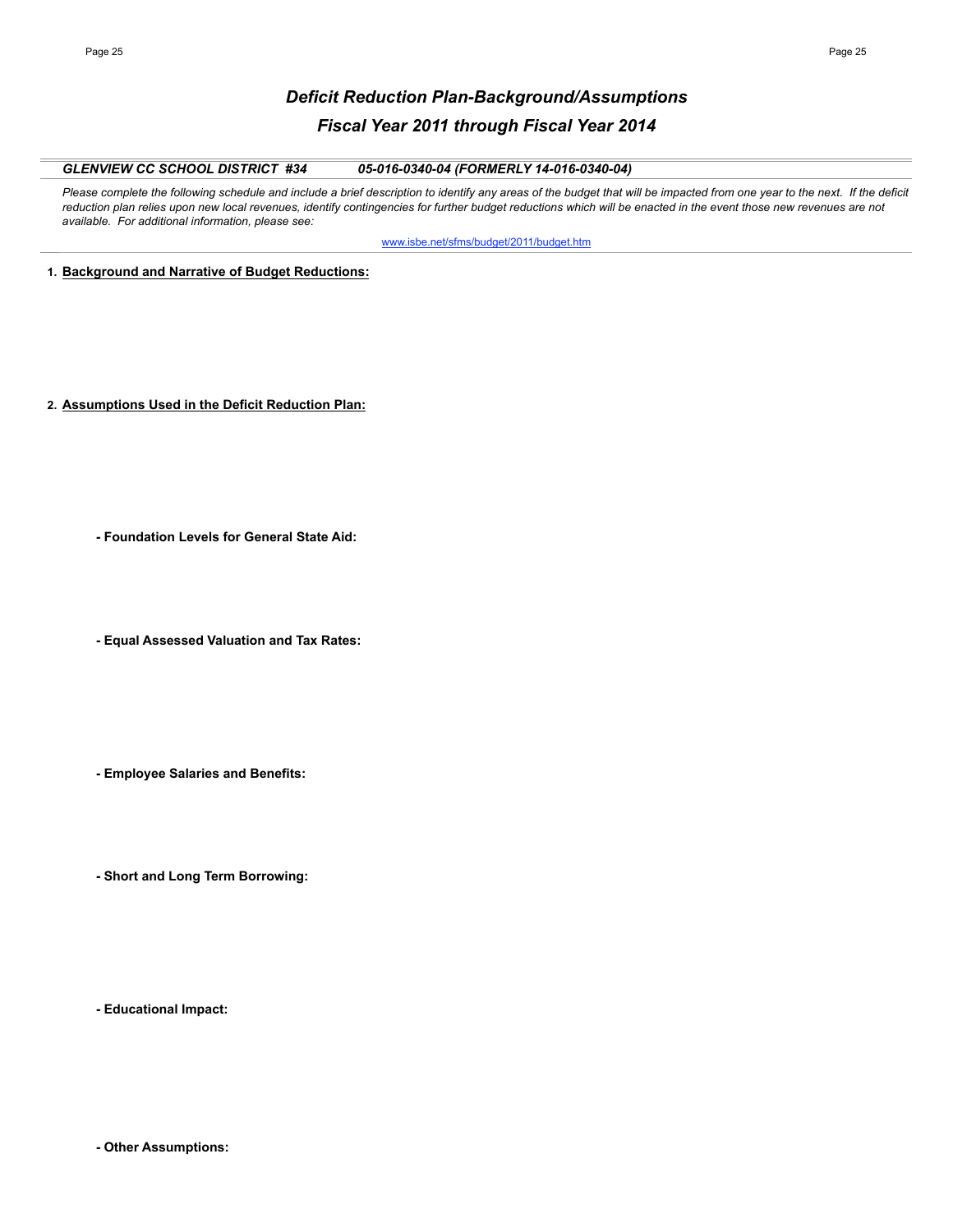# *Deficit Reduction Plan-Background/Assumptions*

## *Fiscal Year 2011 through Fiscal Year 2014*

***GLENVIEW CC SCHOOL DISTRICT #34*** ***05-016-0340-04 (FORMERLY 14-016-0340-04)***

*Please complete the following schedule and include a brief description to identify any areas of the budget that will be impacted from one year to the next. If the deficit reduction plan relies upon new local revenues, identify contingencies for further budget reductions which will be enacted in the event those new revenues are not available. For additional information, please see:*

www.isbe.net/sfms/budget/2011/budget.htm

**1. Background and Narrative of Budget Reductions:**

**2. Assumptions Used in the Deficit Reduction Plan:**

**- Foundation Levels for General State Aid:**

**- Equal Assessed Valuation and Tax Rates:**

**- Employee Salaries and Benefits:**

**- Short and Long Term Borrowing:**

**- Educational Impact:**

**- Other Assumptions:**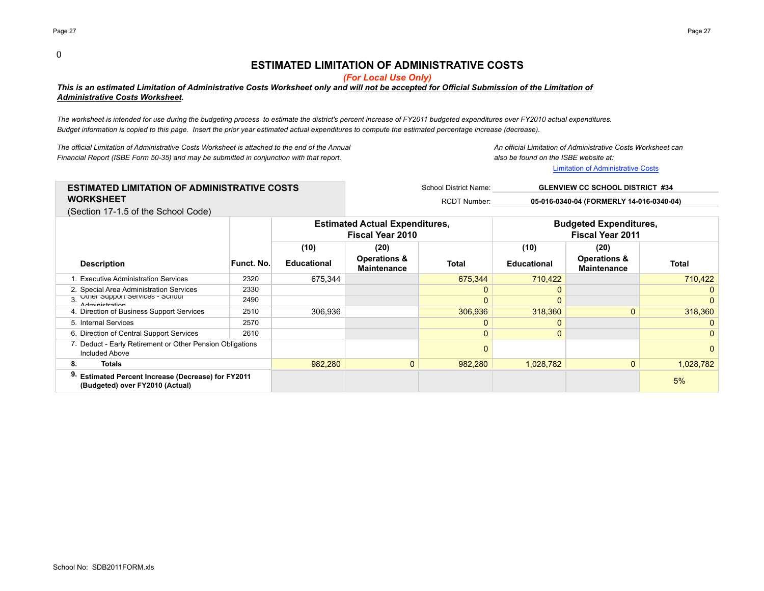0

# ESTIMATED LIMITATION OF ADMINISTRATIVE COSTS

*(For Local Use Only)*

***This is an estimated Limitation of Administrative Costs Worksheet only and will not be accepted for Official Submission of the Limitation of Administrative Costs Worksheet.***

*The worksheet is intended for use during the budgeting process to estimate the district's percent increase of FY2011 budgeted expenditures over FY2010 actual expenditures. Budget information is copied to this page. Insert the prior year estimated actual expenditures to compute the estimated percentage increase (decrease).*

*The official Limitation of Administrative Costs Worksheet is attached to the end of the Annual Financial Report (ISBE Form 50-35) and may be submitted in conjunction with that report.*

*An official Limitation of Administrative Costs Worksheet can also be found on the ISBE website at:*

Limitation of Administrative Costs

## ESTIMATED LIMITATION OF ADMINISTRATIVE COSTS WORKSHEET

(Section 17-1.5 of the School Code)

School District Name: **GLENVIEW CC SCHOOL DISTRICT #34**

RCDT Number: **05-016-0340-04 (FORMERLY 14-016-0340-04)**

| | | Estimated Actual Expenditures, Fiscal Year 2010 | | | Budgeted Expenditures, Fiscal Year 2011 | | |
|---|---|---|---|---|---|---|---|
| | | (10) | (20) | | (10) | (20) | |
| **Description** | **Funct. No.** | **Educational** | **Operations & Maintenance** | **Total** | **Educational** | **Operations & Maintenance** | **Total** |
| 1. Executive Administration Services | 2320 | 675,344 | | 675,344 | 710,422 | | 710,422 |
| 2. Special Area Administration Services | 2330 | | | 0 | 0 | | 0 |
| 3. Other Support Services - School Administration | 2490 | | | 0 | 0 | | 0 |
| 4. Direction of Business Support Services | 2510 | 306,936 | | 306,936 | 318,360 | 0 | 318,360 |
| 5. Internal Services | 2570 | | | 0 | 0 | | 0 |
| 6. Direction of Central Support Services | 2610 | | | 0 | 0 | | 0 |
| 7. Deduct - Early Retirement or Other Pension Obligations Included Above | | | | 0 | | | 0 |
| **8. Totals** | | 982,280 | 0 | 982,280 | 1,028,782 | 0 | 1,028,782 |
| **9. Estimated Percent Increase (Decrease) for FY2011 (Budgeted) over FY2010 (Actual)** | | | | | | | 5% |

School No: SDB2011FORM.xls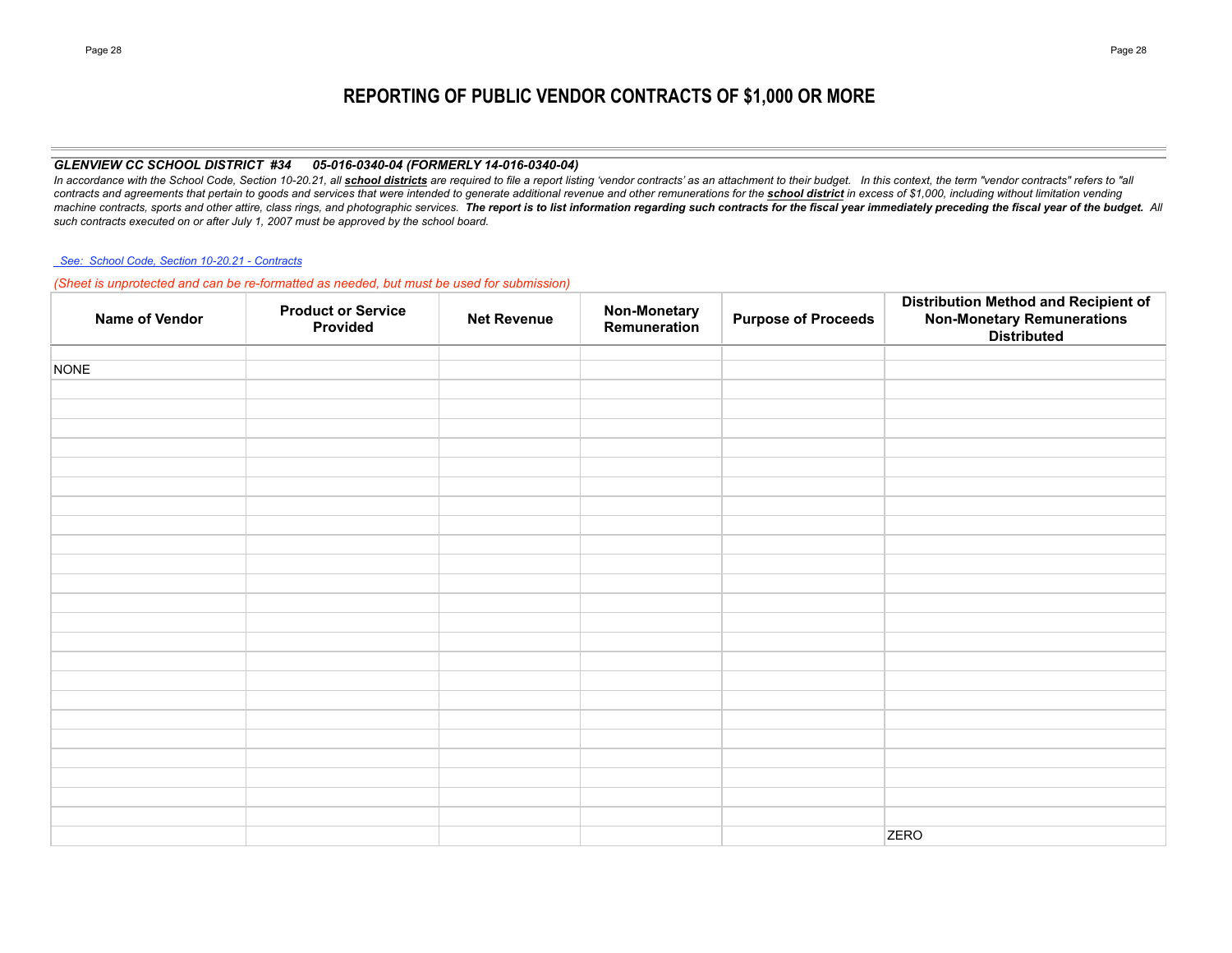# REPORTING OF PUBLIC VENDOR CONTRACTS OF $1,000 OR MORE

***GLENVIEW CC SCHOOL DISTRICT #34 05-016-0340-04 (FORMERLY 14-016-0340-04)***

*In accordance with the School Code, Section 10-20.21, all **school districts** are required to file a report listing 'vendor contracts' as an attachment to their budget. In this context, the term "vendor contracts" refers to "all contracts and agreements that pertain to goods and services that were intended to generate additional revenue and other remunerations for the **school district** in excess of $1,000, including without limitation vending machine contracts, sports and other attire, class rings, and photographic services. **The report is to list information regarding such contracts for the fiscal year immediately preceding the fiscal year of the budget.** All such contracts executed on or after July 1, 2007 must be approved by the school board.*

*See: School Code, Section 10-20.21 - Contracts*

*(Sheet is unprotected and can be re-formatted as needed, but must be used for submission)*

| Name of Vendor | Product or Service Provided | Net Revenue | Non-Monetary Remuneration | Purpose of Proceeds | Distribution Method and Recipient of Non-Monetary Remunerations Distributed |
|---|---|---|---|---|---|
| NONE | | | | | |
| | | | | | ZERO |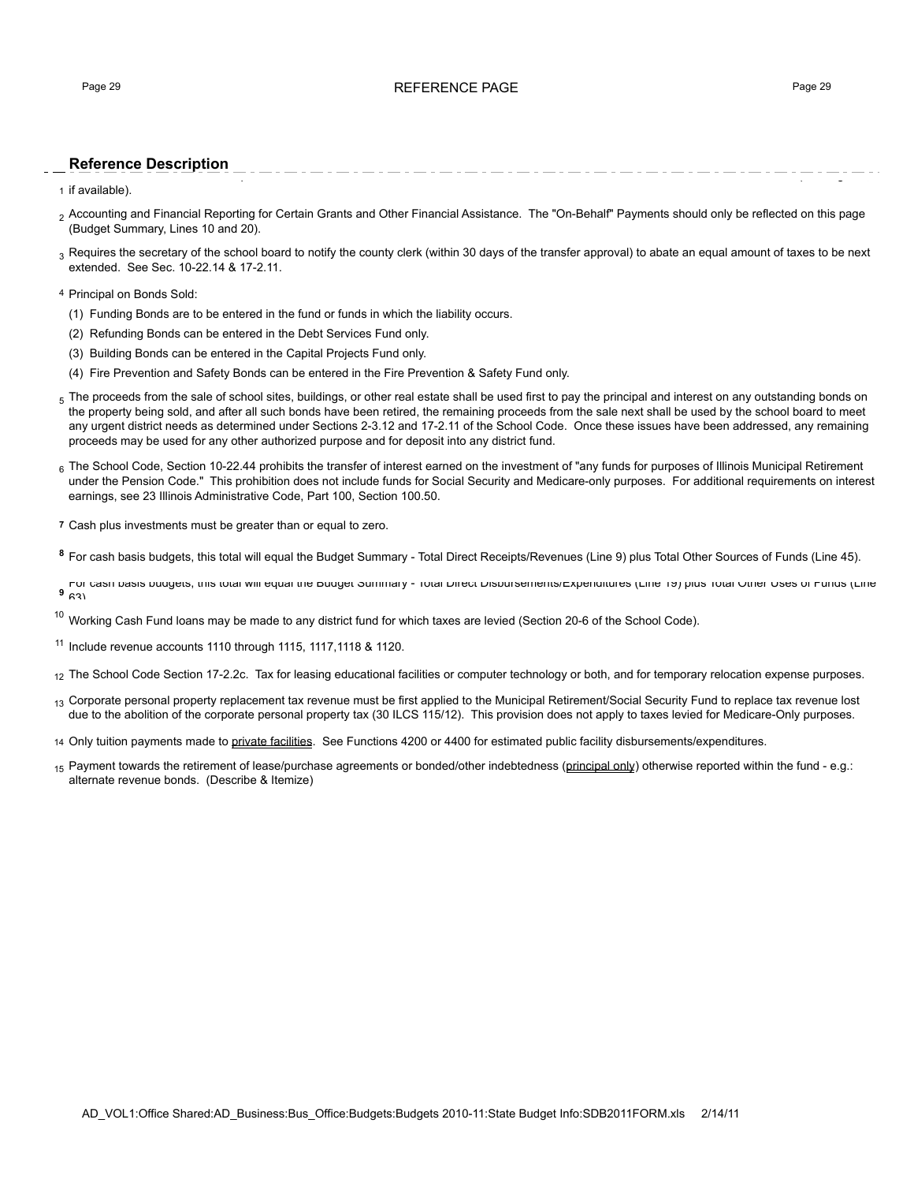## Reference Description

1. if available).

2. Accounting and Financial Reporting for Certain Grants and Other Financial Assistance. The "On-Behalf" Payments should only be reflected on this page (Budget Summary, Lines 10 and 20).

3. Requires the secretary of the school board to notify the county clerk (within 30 days of the transfer approval) to abate an equal amount of taxes to be next extended. See Sec. 10-22.14 & 17-2.11.

4. Principal on Bonds Sold:
   - (1) Funding Bonds are to be entered in the fund or funds in which the liability occurs.
   - (2) Refunding Bonds can be entered in the Debt Services Fund only.
   - (3) Building Bonds can be entered in the Capital Projects Fund only.
   - (4) Fire Prevention and Safety Bonds can be entered in the Fire Prevention & Safety Fund only.

5. The proceeds from the sale of school sites, buildings, or other real estate shall be used first to pay the principal and interest on any outstanding bonds on the property being sold, and after all such bonds have been retired, the remaining proceeds from the sale next shall be used by the school board to meet any urgent district needs as determined under Sections 2-3.12 and 17-2.11 of the School Code. Once these issues have been addressed, any remaining proceeds may be used for any other authorized purpose and for deposit into any district fund.

6. The School Code, Section 10-22.44 prohibits the transfer of interest earned on the investment of "any funds for purposes of Illinois Municipal Retirement under the Pension Code." This prohibition does not include funds for Social Security and Medicare-only purposes. For additional requirements on interest earnings, see 23 Illinois Administrative Code, Part 100, Section 100.50.

7. Cash plus investments must be greater than or equal to zero.

8. For cash basis budgets, this total will equal the Budget Summary - Total Direct Receipts/Revenues (Line 9) plus Total Other Sources of Funds (Line 45).

9. For cash basis budgets, this total will equal the Budget Summary - Total Direct Disbursements/Expenditures (Line 19) plus Total Other Uses of Funds (Line 63)

10. Working Cash Fund loans may be made to any district fund for which taxes are levied (Section 20-6 of the School Code).

11. Include revenue accounts 1110 through 1115, 1117,1118 & 1120.

12. The School Code Section 17-2.2c. Tax for leasing educational facilities or computer technology or both, and for temporary relocation expense purposes.

13. Corporate personal property replacement tax revenue must be first applied to the Municipal Retirement/Social Security Fund to replace tax revenue lost due to the abolition of the corporate personal property tax (30 ILCS 115/12). This provision does not apply to taxes levied for Medicare-Only purposes.

14. Only tuition payments made to private facilities. See Functions 4200 or 4400 for estimated public facility disbursements/expenditures.

15. Payment towards the retirement of lease/purchase agreements or bonded/other indebtedness (principal only) otherwise reported within the fund - e.g.: alternate revenue bonds. (Describe & Itemize)

AD_VOL1:Office Shared:AD_Business:Bus_Office:Budgets:Budgets 2010-11:State Budget Info:SDB2011FORM.xls 2/14/11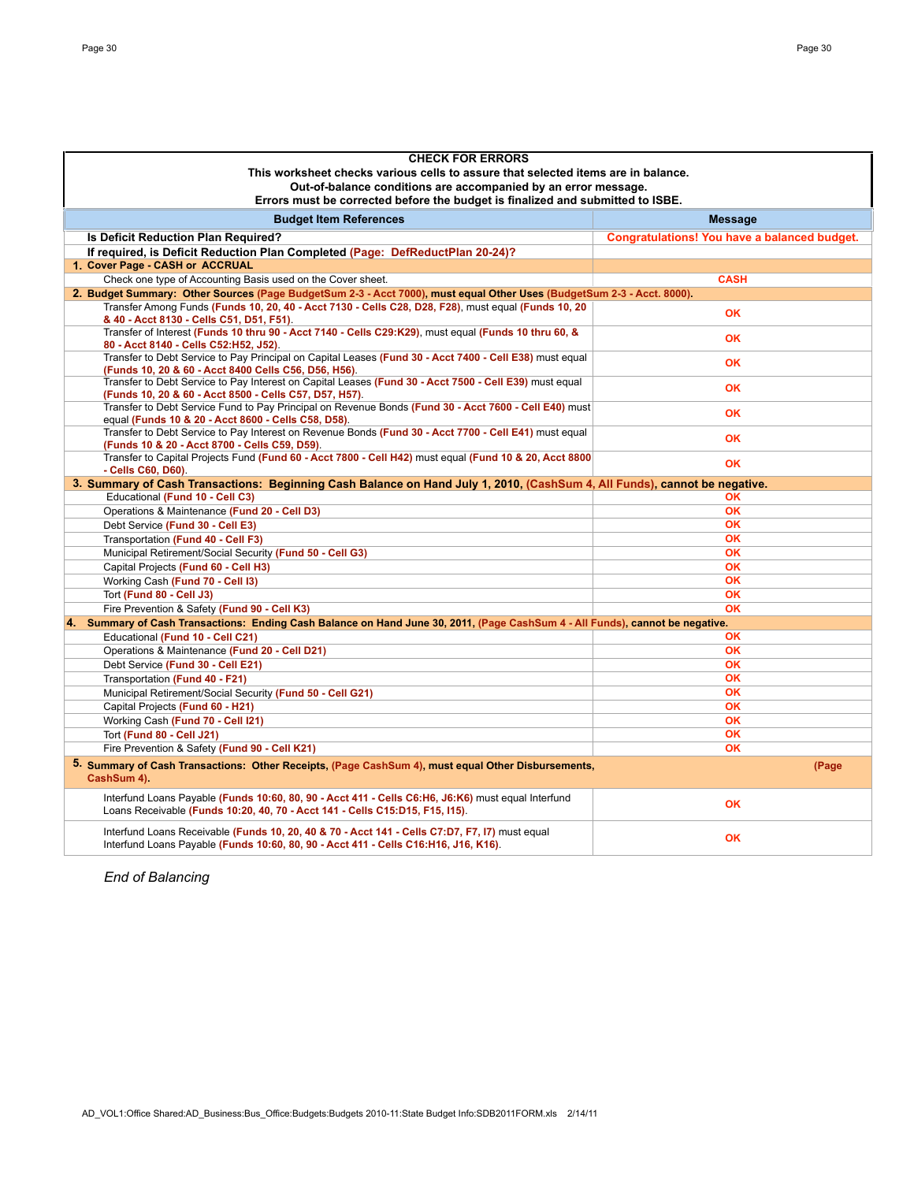| CHECK FOR ERRORS<br>This worksheet checks various cells to assure that selected items are in balance.<br>Out-of-balance conditions are accompanied by an error message.<br>Errors must be corrected before the budget is finalized and submitted to ISBE. | |
|---|---|
| **Budget Item References** | **Message** |
| **Is Deficit Reduction Plan Required?** | **Congratulations! You have a balanced budget.** |
| **If required, is Deficit Reduction Plan Completed (Page: DefReductPlan 20-24)?** | |
| **1. Cover Page - CASH or ACCRUAL** | |
| Check one type of Accounting Basis used on the Cover sheet. | **CASH** |
| **2. Budget Summary: Other Sources (Page BudgetSum 2-3 - Acct 7000), must equal Other Uses (BudgetSum 2-3 - Acct. 8000).** | |
| Transfer Among Funds **(Funds 10, 20, 40 - Acct 7130 - Cells C28, D28, F28)**, must equal **(Funds 10, 20 & 40 - Acct 8130 - Cells C51, D51, F51)**. | **OK** |
| Transfer of Interest **(Funds 10 thru 90 - Acct 7140 - Cells C29:K29)**, must equal **(Funds 10 thru 60, & 80 - Acct 8140 - Cells C52:H52, J52)**. | **OK** |
| Transfer to Debt Service to Pay Principal on Capital Leases **(Fund 30 - Acct 7400 - Cell E38)** must equal **(Funds 10, 20 & 60 - Acct 8400 Cells C56, D56, H56)**. | **OK** |
| Transfer to Debt Service to Pay Interest on Capital Leases **(Fund 30 - Acct 7500 - Cell E39)** must equal **(Funds 10, 20 & 60 - Acct 8500 - Cells C57, D57, H57)**. | **OK** |
| Transfer to Debt Service Fund to Pay Principal on Revenue Bonds **(Fund 30 - Acct 7600 - Cell E40)** must equal **(Funds 10 & 20 - Acct 8600 - Cells C58, D58)**. | **OK** |
| Transfer to Debt Service to Pay Interest on Revenue Bonds **(Fund 30 - Acct 7700 - Cell E41)** must equal **(Funds 10 & 20 - Acct 8700 - Cells C59, D59)**. | **OK** |
| Transfer to Capital Projects Fund **(Fund 60 - Acct 7800 - Cell H42)** must equal **(Fund 10 & 20, Acct 8800 - Cells C60, D60)**. | **OK** |
| **3. Summary of Cash Transactions: Beginning Cash Balance on Hand July 1, 2010, (CashSum 4, All Funds), cannot be negative.** | |
| Educational **(Fund 10 - Cell C3)** | **OK** |
| Operations & Maintenance **(Fund 20 - Cell D3)** | **OK** |
| Debt Service **(Fund 30 - Cell E3)** | **OK** |
| Transportation **(Fund 40 - Cell F3)** | **OK** |
| Municipal Retirement/Social Security **(Fund 50 - Cell G3)** | **OK** |
| Capital Projects **(Fund 60 - Cell H3)** | **OK** |
| Working Cash **(Fund 70 - Cell I3)** | **OK** |
| Tort **(Fund 80 - Cell J3)** | **OK** |
| Fire Prevention & Safety **(Fund 90 - Cell K3)** | **OK** |
| **4. Summary of Cash Transactions: Ending Cash Balance on Hand June 30, 2011, (Page CashSum 4 - All Funds), cannot be negative.** | |
| Educational **(Fund 10 - Cell C21)** | **OK** |
| Operations & Maintenance **(Fund 20 - Cell D21)** | **OK** |
| Debt Service **(Fund 30 - Cell E21)** | **OK** |
| Transportation **(Fund 40 - F21)** | **OK** |
| Municipal Retirement/Social Security **(Fund 50 - Cell G21)** | **OK** |
| Capital Projects **(Fund 60 - H21)** | **OK** |
| Working Cash **(Fund 70 - Cell I21)** | **OK** |
| Tort **(Fund 80 - Cell J21)** | **OK** |
| Fire Prevention & Safety **(Fund 90 - Cell K21)** | **OK** |
| **5. Summary of Cash Transactions: Other Receipts, (Page CashSum 4), must equal Other Disbursements, (Page CashSum 4).** | |
| Interfund Loans Payable **(Funds 10:60, 80, 90 - Acct 411 - Cells C6:H6, J6:K6)** must equal Interfund Loans Receivable **(Funds 10:20, 40, 70 - Acct 141 - Cells C15:D15, F15, I15)**. | **OK** |
| Interfund Loans Receivable **(Funds 10, 20, 40 & 70 - Acct 141 - Cells C7:D7, F7, I7)** must equal Interfund Loans Payable **(Funds 10:60, 80, 90 - Acct 411 - Cells C16:H16, J16, K16)**. | **OK** |

*End of Balancing*

AD_VOL1:Office Shared:AD_Business:Bus_Office:Budgets:Budgets 2010-11:State Budget Info:SDB2011FORM.xls 2/14/11